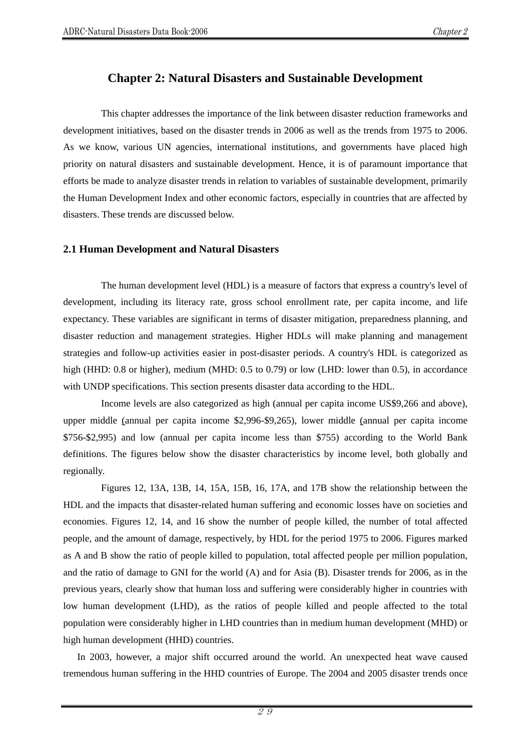# Chapter 2: Natural Disasters and Sustainable Development

This chapter addresses the importance of the link between disaster reduction frameworks and development initiatives, based on the disaster trends in 2006 as well as the trends from 1975 to 2006. As we know, various UN agencies, international institutions, and governments have placed high priority on natural disasters and sustainable development. Hence, it is of paramount importance that efforts be made to analyze disaster trends in relation to variables of sustainable development, primarily the Human Development Index and other economic factors, especially in countries that are affected by disasters. These trends are discussed below.

## 2.1 Human Development and Natural Disasters

The human development level (HDL) is a measure of factors that express a country's level of development, including its literacy rate, gross school enrollment rate, per capita income, and life expectancy. These variables are significant in terms of disaster mitigation, preparedness planning, and disaster reduction and management strategies. Higher HDLs will make planning and management strategies and follow-up activities easier in post-disaster periods. A country's HDL is categorized as high (HHD: 0.8 or higher), medium (MHD: 0.5 to 0.79) or low (LHD: lower than 0.5), in accordance with UNDP specifications. This section presents disaster data according to the HDL.

Income levels are also categorized as high (annual per capita income US$9,266 and above), upper middle (annual per capita income $2,996-$9,265), lower middle (annual per capita income $756-$2,995) and low (annual per capita income less than $755) according to the World Bank definitions. The figures below show the disaster characteristics by income level, both globally and regionally.

Figures 12, 13A, 13B, 14, 15A, 15B, 16, 17A, and 17B show the relationship between the HDL and the impacts that disaster-related human suffering and economic losses have on societies and economies. Figures 12, 14, and 16 show the number of people killed, the number of total affected people, and the amount of damage, respectively, by HDL for the period 1975 to 2006. Figures marked as A and B show the ratio of people killed to population, total affected people per million population, and the ratio of damage to GNI for the world (A) and for Asia (B). Disaster trends for 2006, as in the previous years, clearly show that human loss and suffering were considerably higher in countries with low human development (LHD), as the ratios of people killed and people affected to the total population were considerably higher in LHD countries than in medium human development (MHD) or high human development (HHD) countries.

In 2003, however, a major shift occurred around the world. An unexpected heat wave caused tremendous human suffering in the HHD countries of Europe. The 2004 and 2005 disaster trends once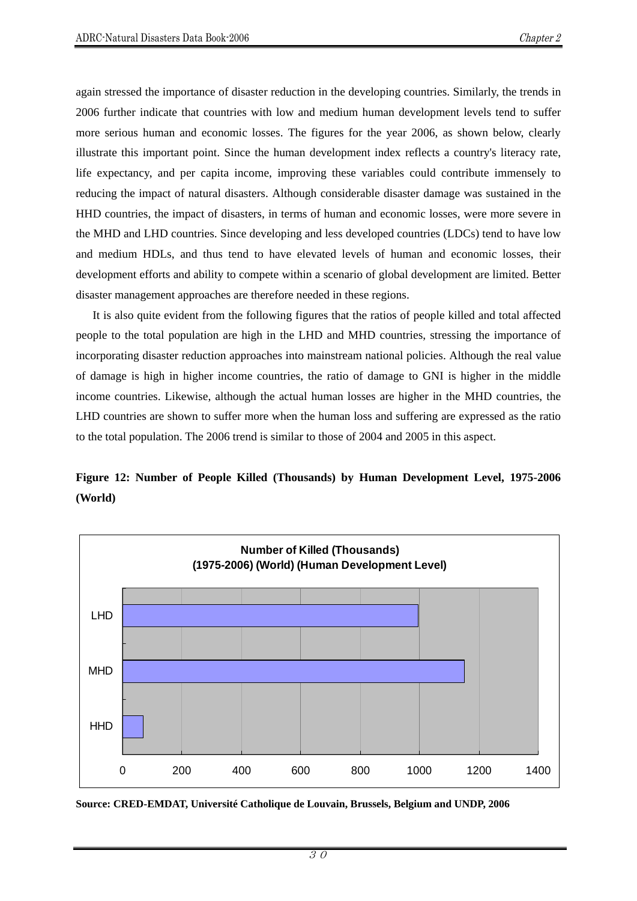again stressed the importance of disaster reduction in the developing countries. Similarly, the trends in 2006 further indicate that countries with low and medium human development levels tend to suffer more serious human and economic losses. The figures for the year 2006, as shown below, clearly illustrate this important point. Since the human development index reflects a country's literacy rate, life expectancy, and per capita income, improving these variables could contribute immensely to reducing the impact of natural disasters. Although considerable disaster damage was sustained in the HHD countries, the impact of disasters, in terms of human and economic losses, were more severe in the MHD and LHD countries. Since developing and less developed countries (LDCs) tend to have low and medium HDLs, and thus tend to have elevated levels of human and economic losses, their development efforts and ability to compete within a scenario of global development are limited. Better disaster management approaches are therefore needed in these regions.

It is also quite evident from the following figures that the ratios of people killed and total affected people to the total population are high in the LHD and MHD countries, stressing the importance of incorporating disaster reduction approaches into mainstream national policies. Although the real value of damage is high in higher income countries, the ratio of damage to GNI is higher in the middle income countries. Likewise, although the actual human losses are higher in the MHD countries, the LHD countries are shown to suffer more when the human loss and suffering are expressed as the ratio to the total population. The 2006 trend is similar to those of 2004 and 2005 in this aspect.

**Figure 12: Number of People Killed (Thousands) by Human Development Level, 1975-2006 (World)**

**Number of Killed (Thousands)**
**(1975-2006) (World) (Human Development Level)**

| Human Development Level | Number of Killed (Thousands) (approx.) |
|---|---|
| LHD | ~995 |
| MHD | ~1150 |
| HHD | ~70 |

**Source: CRED-EMDAT, Université Catholique de Louvain, Brussels, Belgium and UNDP, 2006**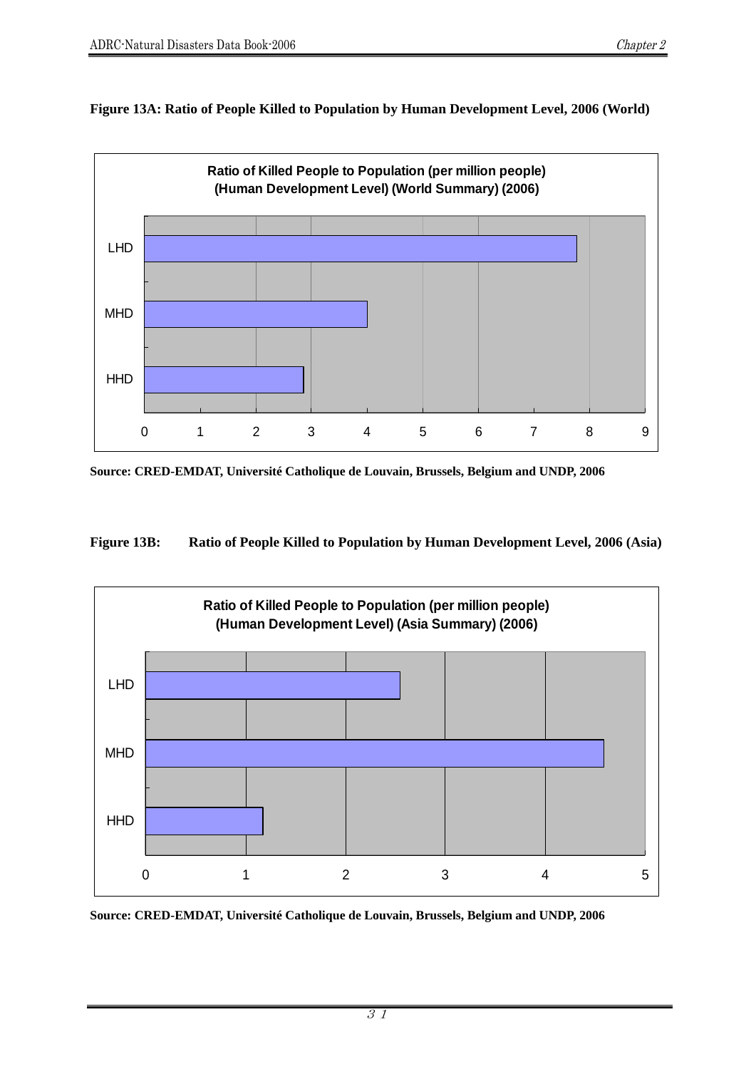**Figure 13A: Ratio of People Killed to Population by Human Development Level, 2006 (World)**

Ratio of Killed People to Population (per million people) (Human Development Level) (World Summary) (2006)

| Human Development Level | Ratio (per million people) |
|---|---|
| LHD | ~7.8 |
| MHD | ~4.0 |
| HHD | ~2.9 |

Source: CRED-EMDAT, Université Catholique de Louvain, Brussels, Belgium and UNDP, 2006

**Figure 13B: Ratio of People Killed to Population by Human Development Level, 2006 (Asia)**

Ratio of Killed People to Population (per million people) (Human Development Level) (Asia Summary) (2006)

| Human Development Level | Ratio (per million people) |
|---|---|
| LHD | ~2.5 |
| MHD | ~4.6 |
| HHD | ~1.2 |

Source: CRED-EMDAT, Université Catholique de Louvain, Brussels, Belgium and UNDP, 2006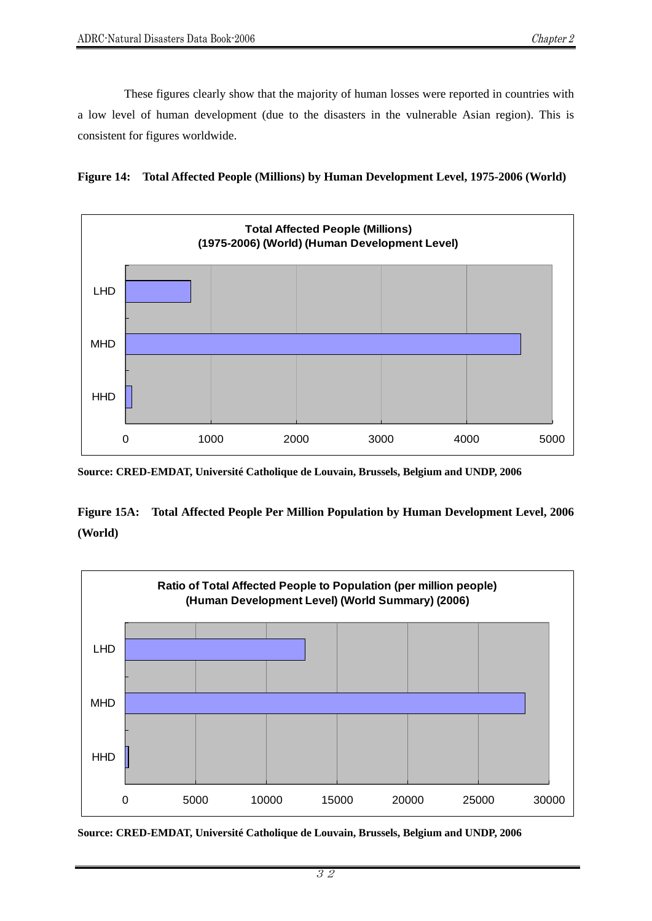These figures clearly show that the majority of human losses were reported in countries with a low level of human development (due to the disasters in the vulnerable Asian region). This is consistent for figures worldwide.

**Figure 14: Total Affected People (Millions) by Human Development Level, 1975-2006 (World)**

**Source: CRED-EMDAT, Université Catholique de Louvain, Brussels, Belgium and UNDP, 2006**

**Figure 15A: Total Affected People Per Million Population by Human Development Level, 2006 (World)**

**Source: CRED-EMDAT, Université Catholique de Louvain, Brussels, Belgium and UNDP, 2006**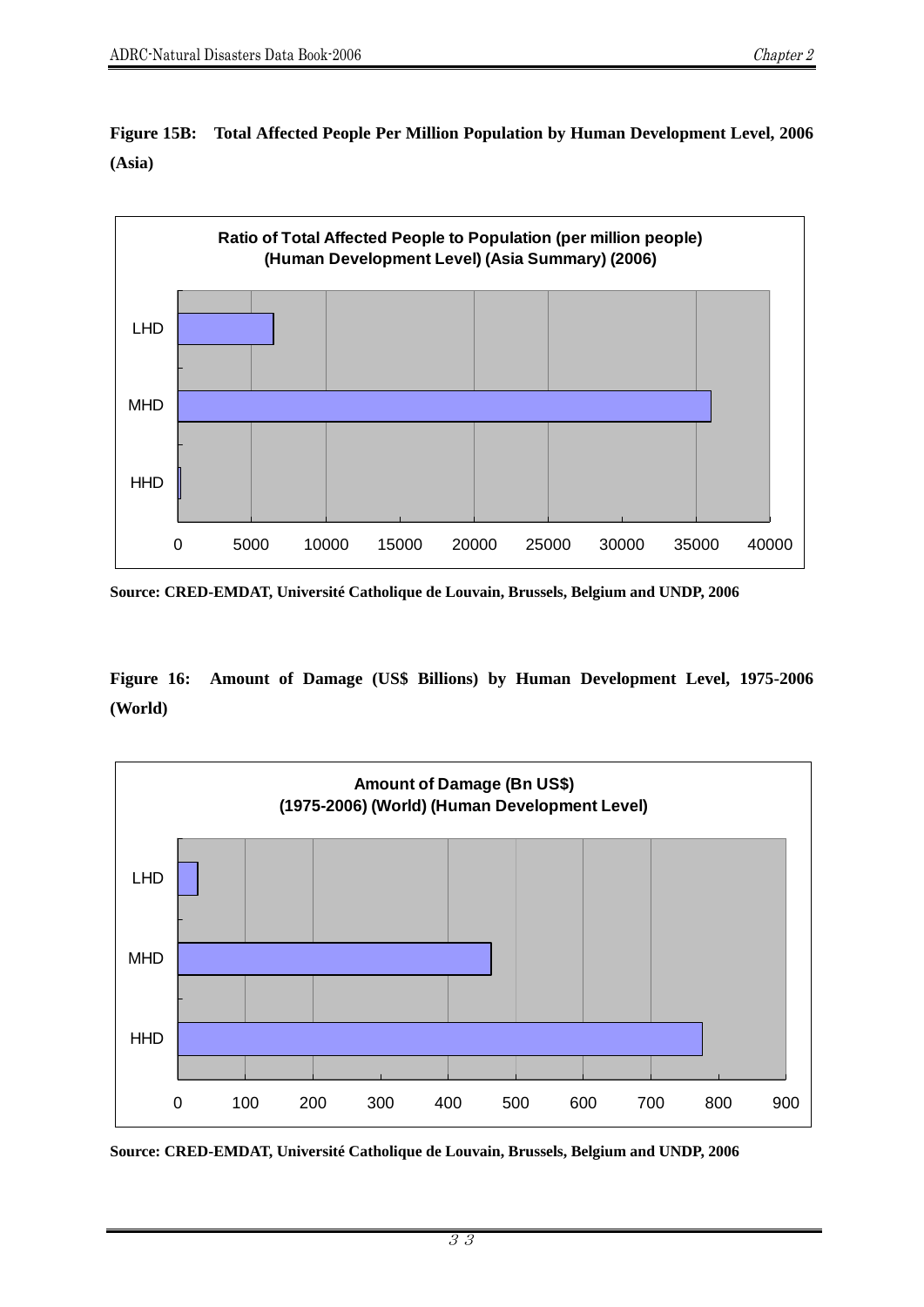**Figure 15B: Total Affected People Per Million Population by Human Development Level, 2006 (Asia)**

Ratio of Total Affected People to Population (per million people)
(Human Development Level) (Asia Summary) (2006)

LHD
MHD
HHD

0 5000 10000 15000 20000 25000 30000 35000 40000

**Source: CRED-EMDAT, Université Catholique de Louvain, Brussels, Belgium and UNDP, 2006**

**Figure 16: Amount of Damage (US$ Billions) by Human Development Level, 1975-2006 (World)**

Amount of Damage (Bn US$)
(1975-2006) (World) (Human Development Level)

LHD
MHD
HHD

0 100 200 300 400 500 600 700 800 900

**Source: CRED-EMDAT, Université Catholique de Louvain, Brussels, Belgium and UNDP, 2006**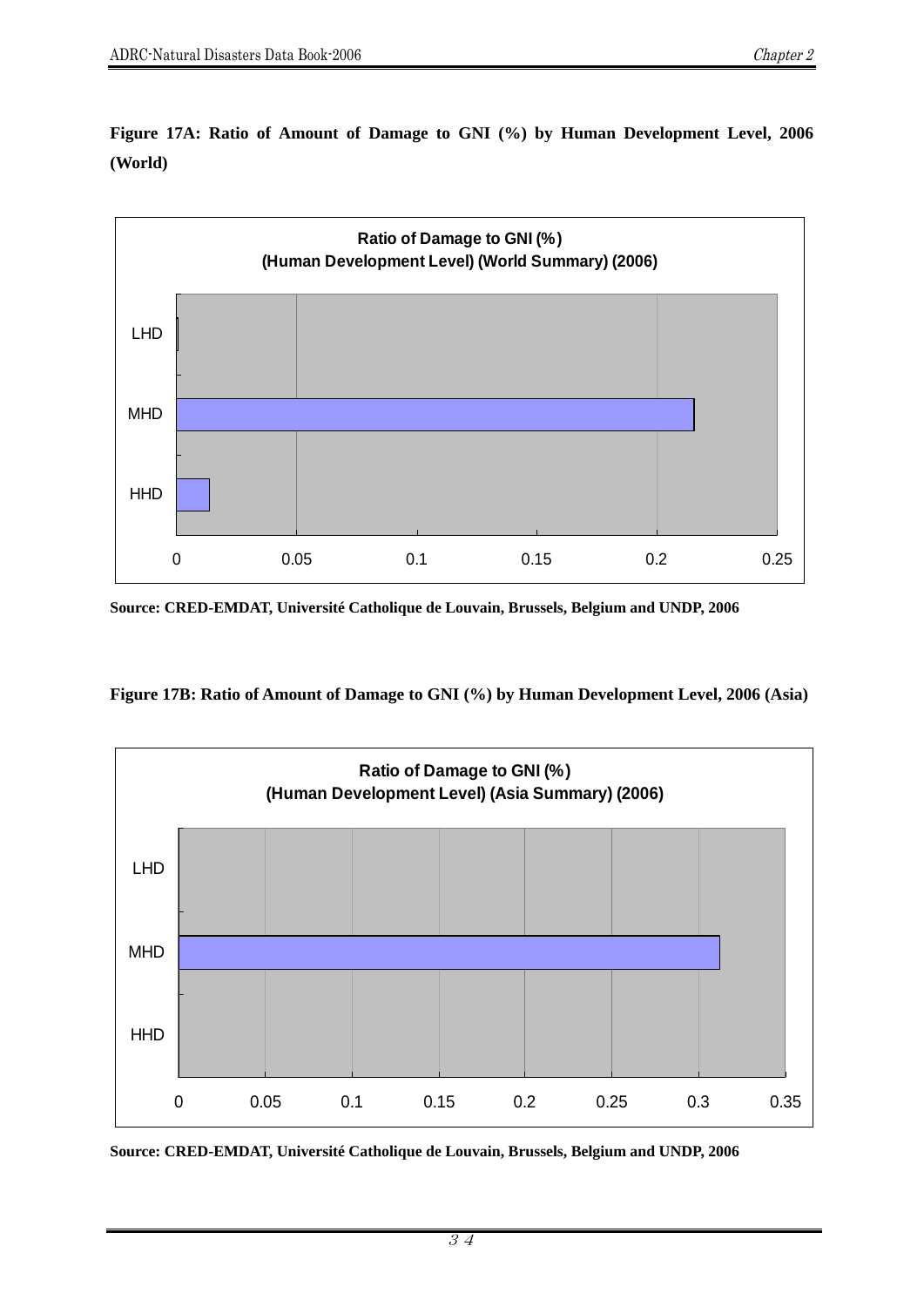**Figure 17A: Ratio of Amount of Damage to GNI (%) by Human Development Level, 2006 (World)**

Ratio of Damage to GNI (%)
(Human Development Level) (World Summary) (2006)

LHD
MHD
HHD

0 0.05 0.1 0.15 0.2 0.25

**Source: CRED-EMDAT, Université Catholique de Louvain, Brussels, Belgium and UNDP, 2006**

**Figure 17B: Ratio of Amount of Damage to GNI (%) by Human Development Level, 2006 (Asia)**

Ratio of Damage to GNI (%)
(Human Development Level) (Asia Summary) (2006)

LHD
MHD
HHD

0 0.05 0.1 0.15 0.2 0.25 0.3 0.35

**Source: CRED-EMDAT, Université Catholique de Louvain, Brussels, Belgium and UNDP, 2006**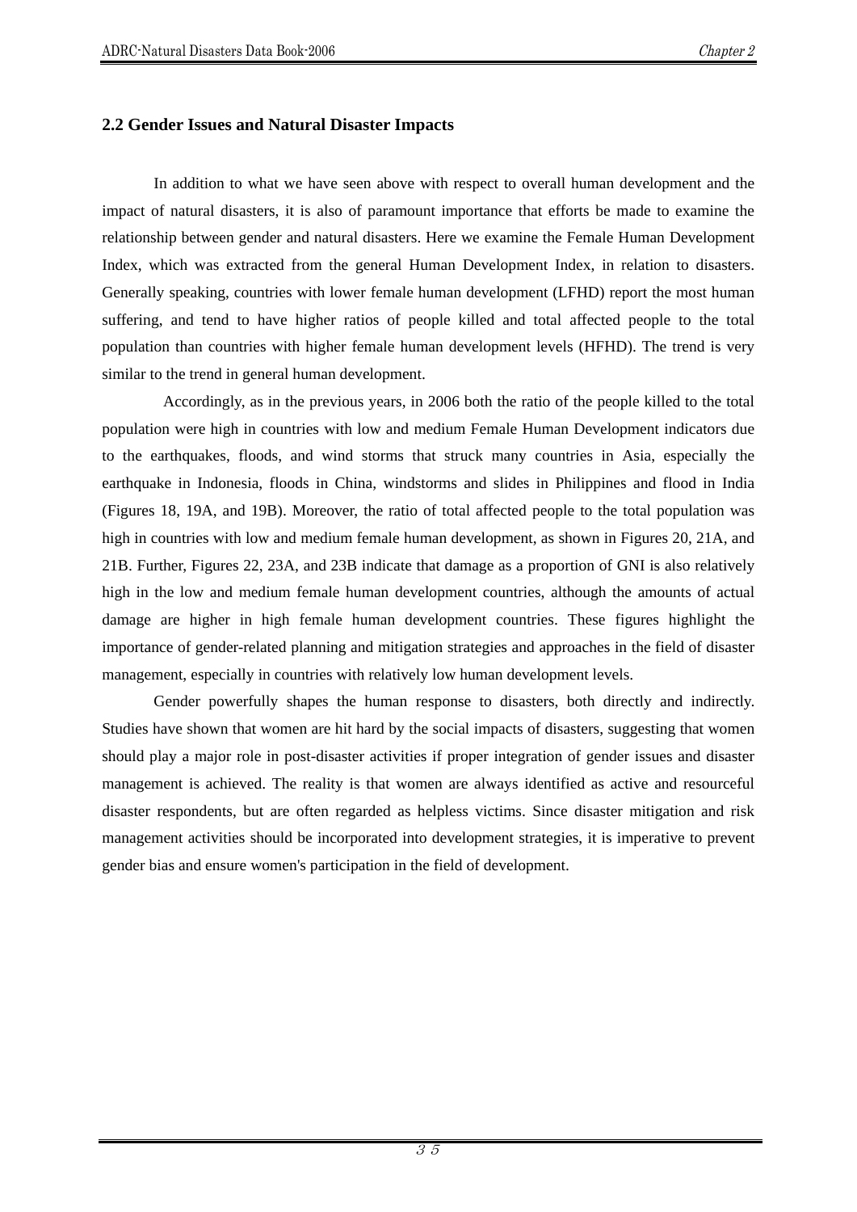## 2.2 Gender Issues and Natural Disaster Impacts

In addition to what we have seen above with respect to overall human development and the impact of natural disasters, it is also of paramount importance that efforts be made to examine the relationship between gender and natural disasters. Here we examine the Female Human Development Index, which was extracted from the general Human Development Index, in relation to disasters. Generally speaking, countries with lower female human development (LFHD) report the most human suffering, and tend to have higher ratios of people killed and total affected people to the total population than countries with higher female human development levels (HFHD). The trend is very similar to the trend in general human development.

Accordingly, as in the previous years, in 2006 both the ratio of the people killed to the total population were high in countries with low and medium Female Human Development indicators due to the earthquakes, floods, and wind storms that struck many countries in Asia, especially the earthquake in Indonesia, floods in China, windstorms and slides in Philippines and flood in India (Figures 18, 19A, and 19B). Moreover, the ratio of total affected people to the total population was high in countries with low and medium female human development, as shown in Figures 20, 21A, and 21B. Further, Figures 22, 23A, and 23B indicate that damage as a proportion of GNI is also relatively high in the low and medium female human development countries, although the amounts of actual damage are higher in high female human development countries. These figures highlight the importance of gender-related planning and mitigation strategies and approaches in the field of disaster management, especially in countries with relatively low human development levels.

Gender powerfully shapes the human response to disasters, both directly and indirectly. Studies have shown that women are hit hard by the social impacts of disasters, suggesting that women should play a major role in post-disaster activities if proper integration of gender issues and disaster management is achieved. The reality is that women are always identified as active and resourceful disaster respondents, but are often regarded as helpless victims. Since disaster mitigation and risk management activities should be incorporated into development strategies, it is imperative to prevent gender bias and ensure women's participation in the field of development.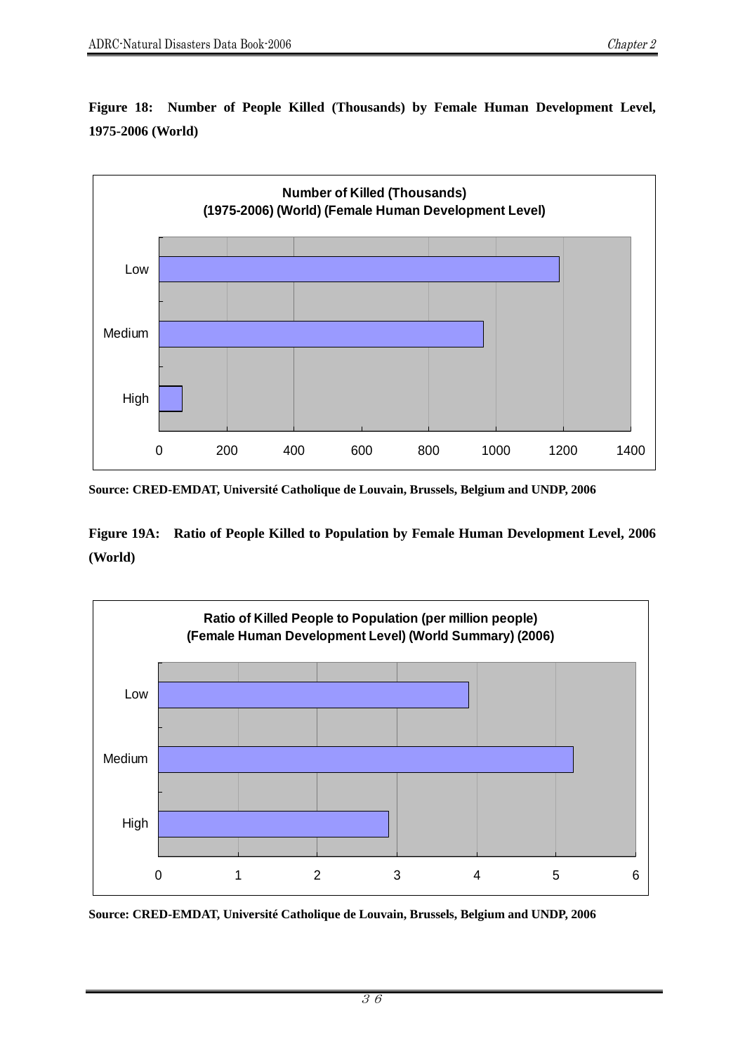**Figure 18: Number of People Killed (Thousands) by Female Human Development Level, 1975-2006 (World)**

Number of Killed (Thousands)
(1975-2006) (World) (Female Human Development Level)

Low

Medium

High

0 200 400 600 800 1000 1200 1400

**Source: CRED-EMDAT, Université Catholique de Louvain, Brussels, Belgium and UNDP, 2006**

**Figure 19A: Ratio of People Killed to Population by Female Human Development Level, 2006 (World)**

Ratio of Killed People to Population (per million people)
(Female Human Development Level) (World Summary) (2006)

Low

Medium

High

0 1 2 3 4 5 6

**Source: CRED-EMDAT, Université Catholique de Louvain, Brussels, Belgium and UNDP, 2006**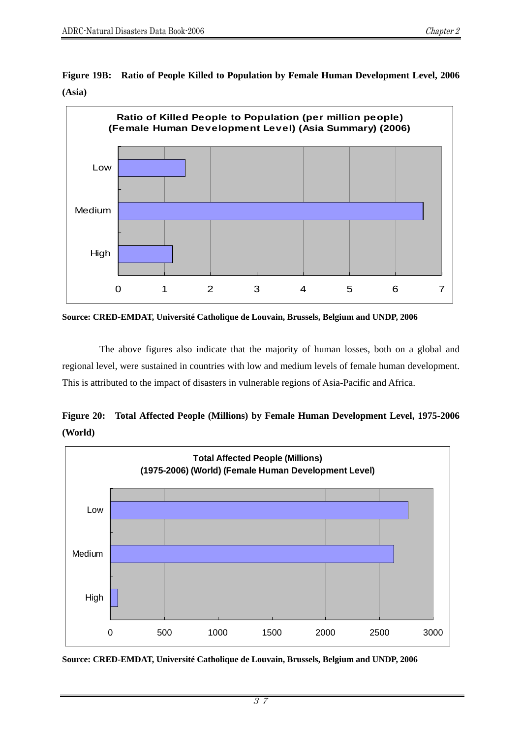**Figure 19B: Ratio of People Killed to Population by Female Human Development Level, 2006 (Asia)**

**Source: CRED-EMDAT, Université Catholique de Louvain, Brussels, Belgium and UNDP, 2006**

The above figures also indicate that the majority of human losses, both on a global and regional level, were sustained in countries with low and medium levels of female human development. This is attributed to the impact of disasters in vulnerable regions of Asia-Pacific and Africa.

**Figure 20: Total Affected People (Millions) by Female Human Development Level, 1975-2006 (World)**

**Source: CRED-EMDAT, Université Catholique de Louvain, Brussels, Belgium and UNDP, 2006**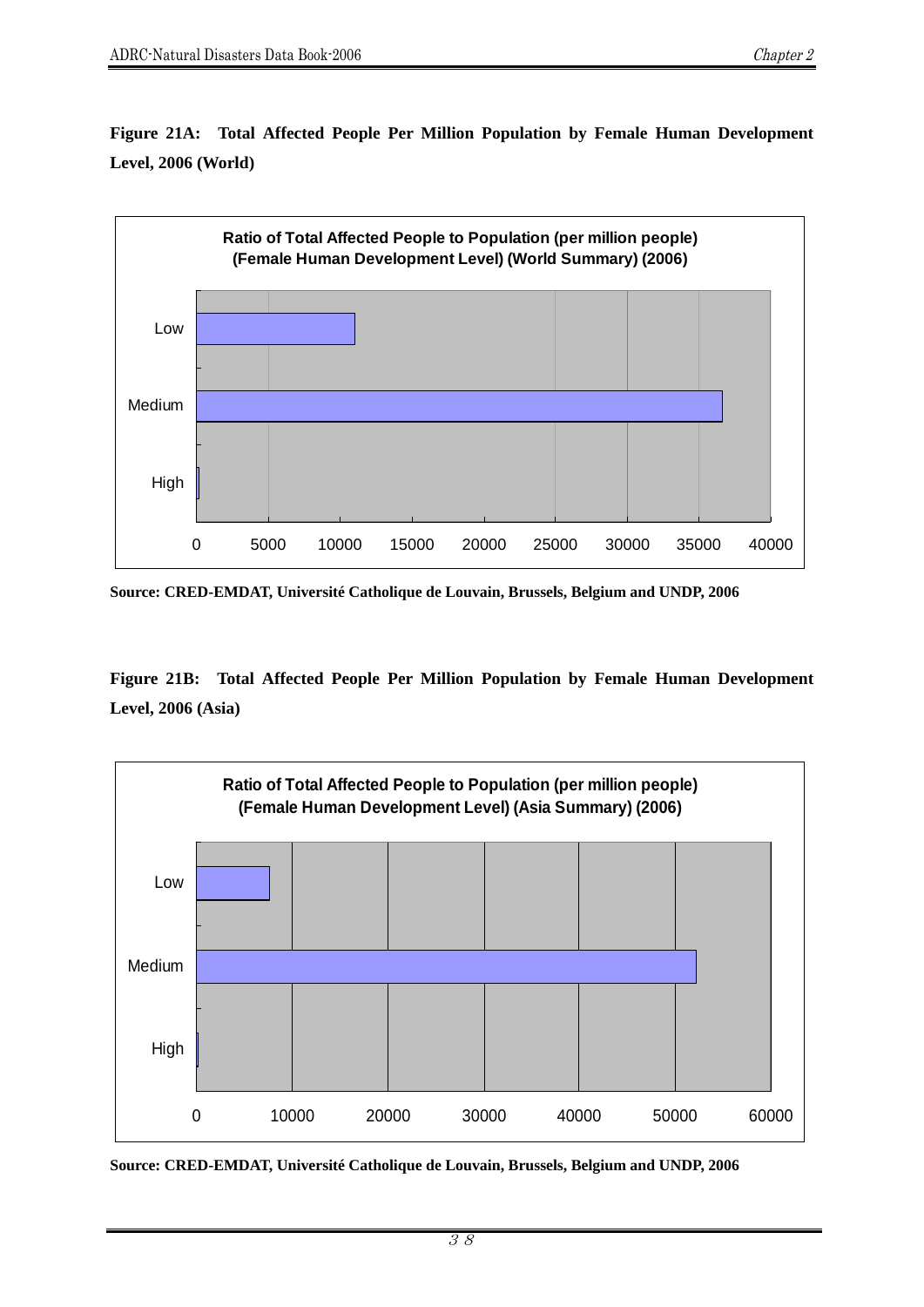**Figure 21A: Total Affected People Per Million Population by Female Human Development Level, 2006 (World)**

Ratio of Total Affected People to Population (per million people)
(Female Human Development Level) (World Summary) (2006)

Low
Medium
High

0 5000 10000 15000 20000 25000 30000 35000 40000

**Source: CRED-EMDAT, Université Catholique de Louvain, Brussels, Belgium and UNDP, 2006**

**Figure 21B: Total Affected People Per Million Population by Female Human Development Level, 2006 (Asia)**

Ratio of Total Affected People to Population (per million people)
(Female Human Development Level) (Asia Summary) (2006)

Low
Medium
High

0 10000 20000 30000 40000 50000 60000

**Source: CRED-EMDAT, Université Catholique de Louvain, Brussels, Belgium and UNDP, 2006**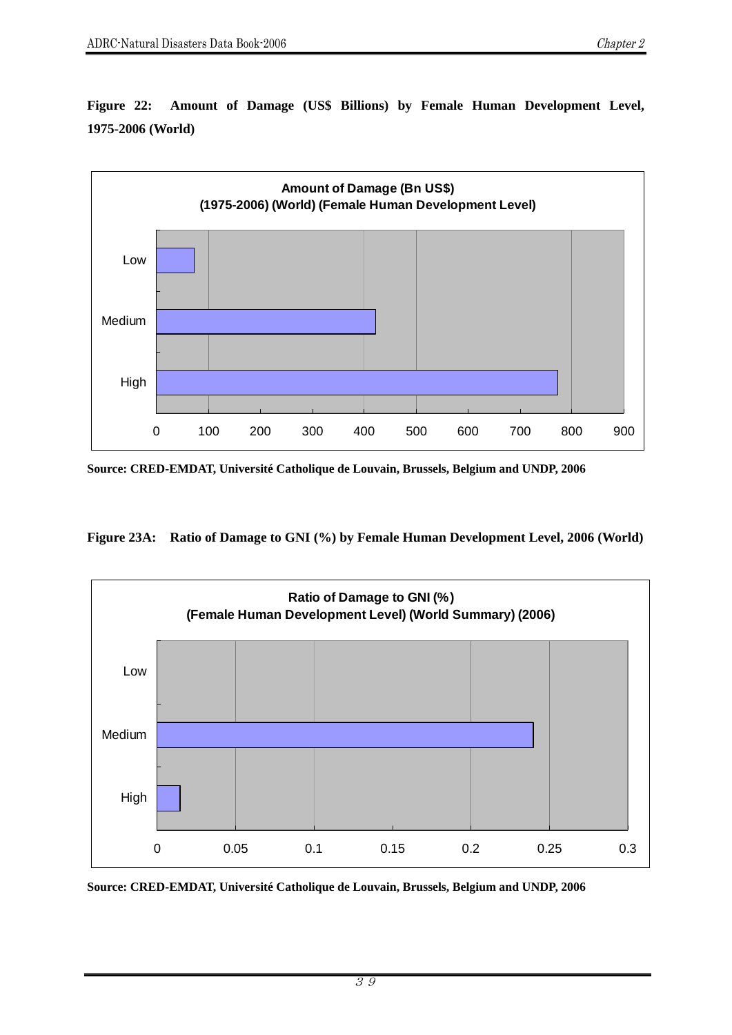**Figure 22: Amount of Damage (US$ Billions) by Female Human Development Level, 1975-2006 (World)**

Amount of Damage (Bn US$)
(1975-2006) (World) (Female Human Development Level)

Low
Medium
High

0 100 200 300 400 500 600 700 800 900

**Source: CRED-EMDAT, Université Catholique de Louvain, Brussels, Belgium and UNDP, 2006**

**Figure 23A: Ratio of Damage to GNI (%) by Female Human Development Level, 2006 (World)**

Ratio of Damage to GNI (%)
(Female Human Development Level) (World Summary) (2006)

Low
Medium
High

0 0.05 0.1 0.15 0.2 0.25 0.3

**Source: CRED-EMDAT, Université Catholique de Louvain, Brussels, Belgium and UNDP, 2006**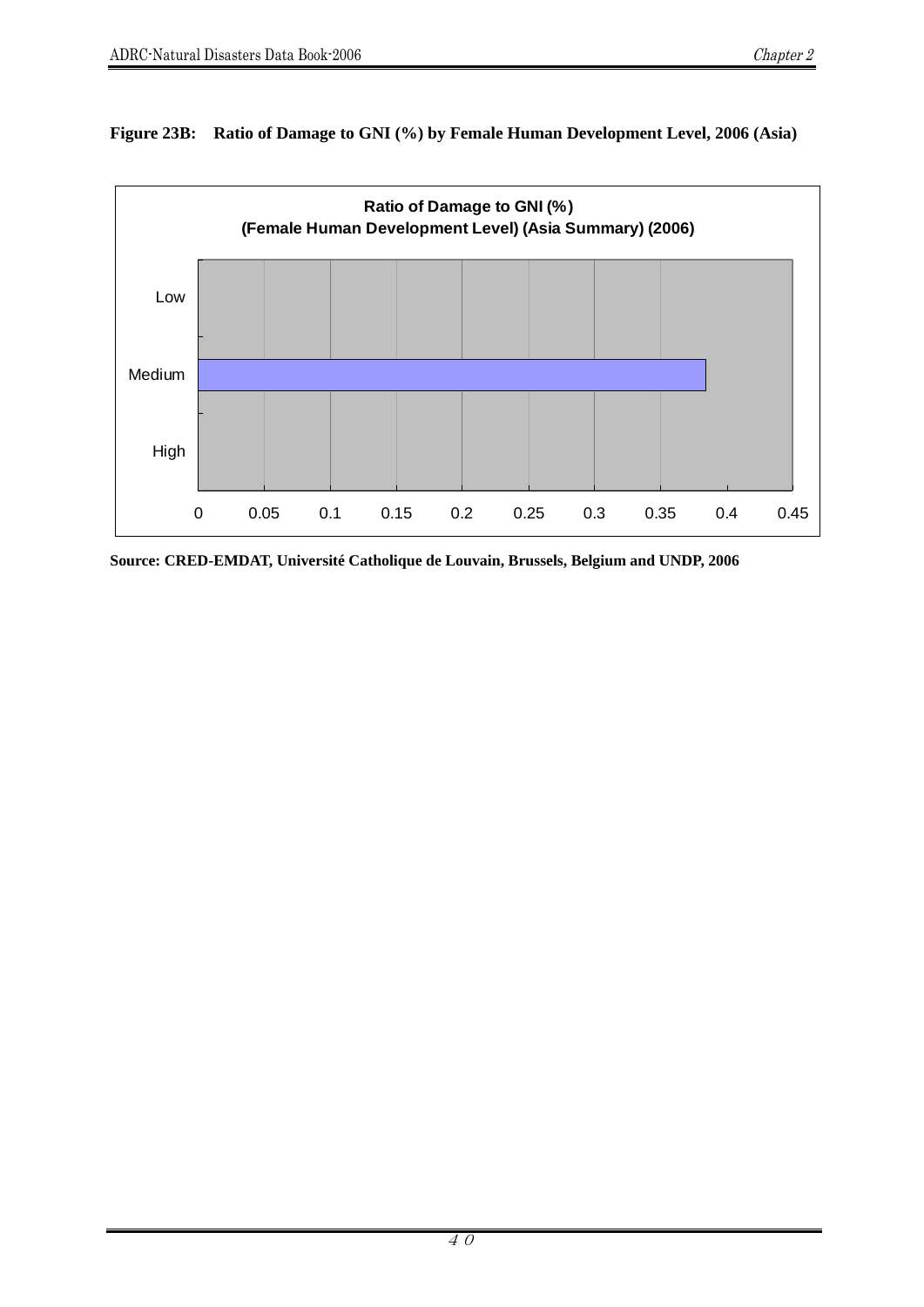**Figure 23B: Ratio of Damage to GNI (%) by Female Human Development Level, 2006 (Asia)**

Ratio of Damage to GNI (%)
(Female Human Development Level) (Asia Summary) (2006)

Low

Medium

High

0 0.05 0.1 0.15 0.2 0.25 0.3 0.35 0.4 0.45

**Source: CRED-EMDAT, Université Catholique de Louvain, Brussels, Belgium and UNDP, 2006**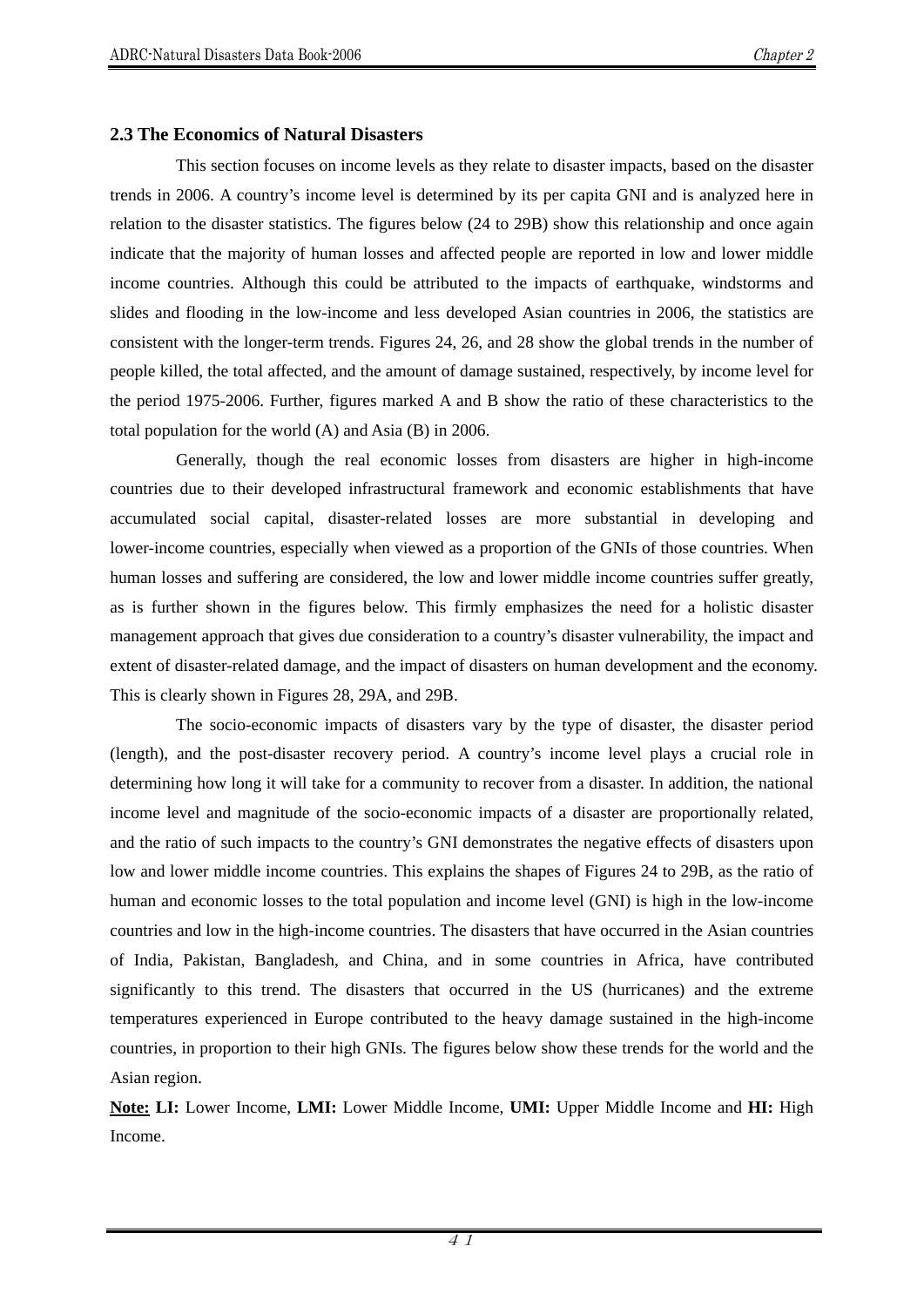## 2.3 The Economics of Natural Disasters

This section focuses on income levels as they relate to disaster impacts, based on the disaster trends in 2006. A country's income level is determined by its per capita GNI and is analyzed here in relation to the disaster statistics. The figures below (24 to 29B) show this relationship and once again indicate that the majority of human losses and affected people are reported in low and lower middle income countries. Although this could be attributed to the impacts of earthquake, windstorms and slides and flooding in the low-income and less developed Asian countries in 2006, the statistics are consistent with the longer-term trends. Figures 24, 26, and 28 show the global trends in the number of people killed, the total affected, and the amount of damage sustained, respectively, by income level for the period 1975-2006. Further, figures marked A and B show the ratio of these characteristics to the total population for the world (A) and Asia (B) in 2006.

Generally, though the real economic losses from disasters are higher in high-income countries due to their developed infrastructural framework and economic establishments that have accumulated social capital, disaster-related losses are more substantial in developing and lower-income countries, especially when viewed as a proportion of the GNIs of those countries. When human losses and suffering are considered, the low and lower middle income countries suffer greatly, as is further shown in the figures below. This firmly emphasizes the need for a holistic disaster management approach that gives due consideration to a country's disaster vulnerability, the impact and extent of disaster-related damage, and the impact of disasters on human development and the economy. This is clearly shown in Figures 28, 29A, and 29B.

The socio-economic impacts of disasters vary by the type of disaster, the disaster period (length), and the post-disaster recovery period. A country's income level plays a crucial role in determining how long it will take for a community to recover from a disaster. In addition, the national income level and magnitude of the socio-economic impacts of a disaster are proportionally related, and the ratio of such impacts to the country's GNI demonstrates the negative effects of disasters upon low and lower middle income countries. This explains the shapes of Figures 24 to 29B, as the ratio of human and economic losses to the total population and income level (GNI) is high in the low-income countries and low in the high-income countries. The disasters that have occurred in the Asian countries of India, Pakistan, Bangladesh, and China, and in some countries in Africa, have contributed significantly to this trend. The disasters that occurred in the US (hurricanes) and the extreme temperatures experienced in Europe contributed to the heavy damage sustained in the high-income countries, in proportion to their high GNIs. The figures below show these trends for the world and the Asian region.

**Note:** **LI:** Lower Income, **LMI:** Lower Middle Income, **UMI:** Upper Middle Income and **HI:** High Income.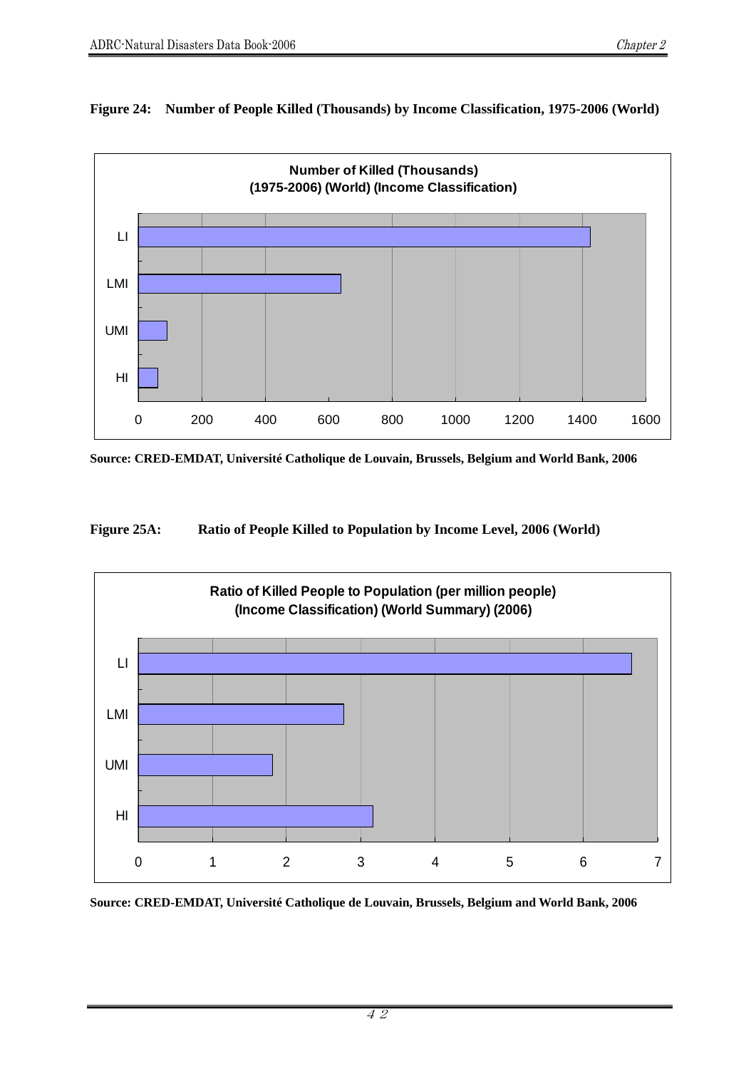**Figure 24: Number of People Killed (Thousands) by Income Classification, 1975-2006 (World)**

Number of Killed (Thousands)
(1975-2006) (World) (Income Classification)

LI
LMI
UMI
HI

0 200 400 600 800 1000 1200 1400 1600

**Source: CRED-EMDAT, Université Catholique de Louvain, Brussels, Belgium and World Bank, 2006**

**Figure 25A: Ratio of People Killed to Population by Income Level, 2006 (World)**

Ratio of Killed People to Population (per million people)
(Income Classification) (World Summary) (2006)

LI
LMI
UMI
HI

0 1 2 3 4 5 6 7

**Source: CRED-EMDAT, Université Catholique de Louvain, Brussels, Belgium and World Bank, 2006**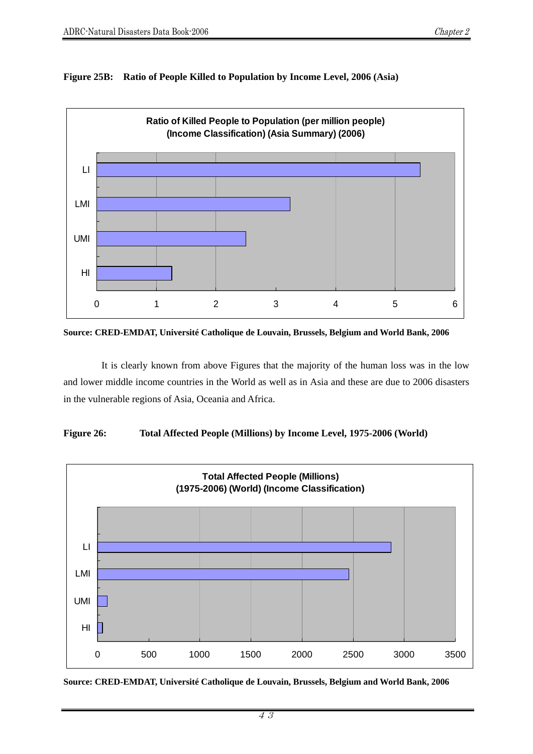**Figure 25B: Ratio of People Killed to Population by Income Level, 2006 (Asia)**

Source: CRED-EMDAT, Université Catholique de Louvain, Brussels, Belgium and World Bank, 2006

It is clearly known from above Figures that the majority of the human loss was in the low and lower middle income countries in the World as well as in Asia and these are due to 2006 disasters in the vulnerable regions of Asia, Oceania and Africa.

**Figure 26: Total Affected People (Millions) by Income Level, 1975-2006 (World)**

Source: CRED-EMDAT, Université Catholique de Louvain, Brussels, Belgium and World Bank, 2006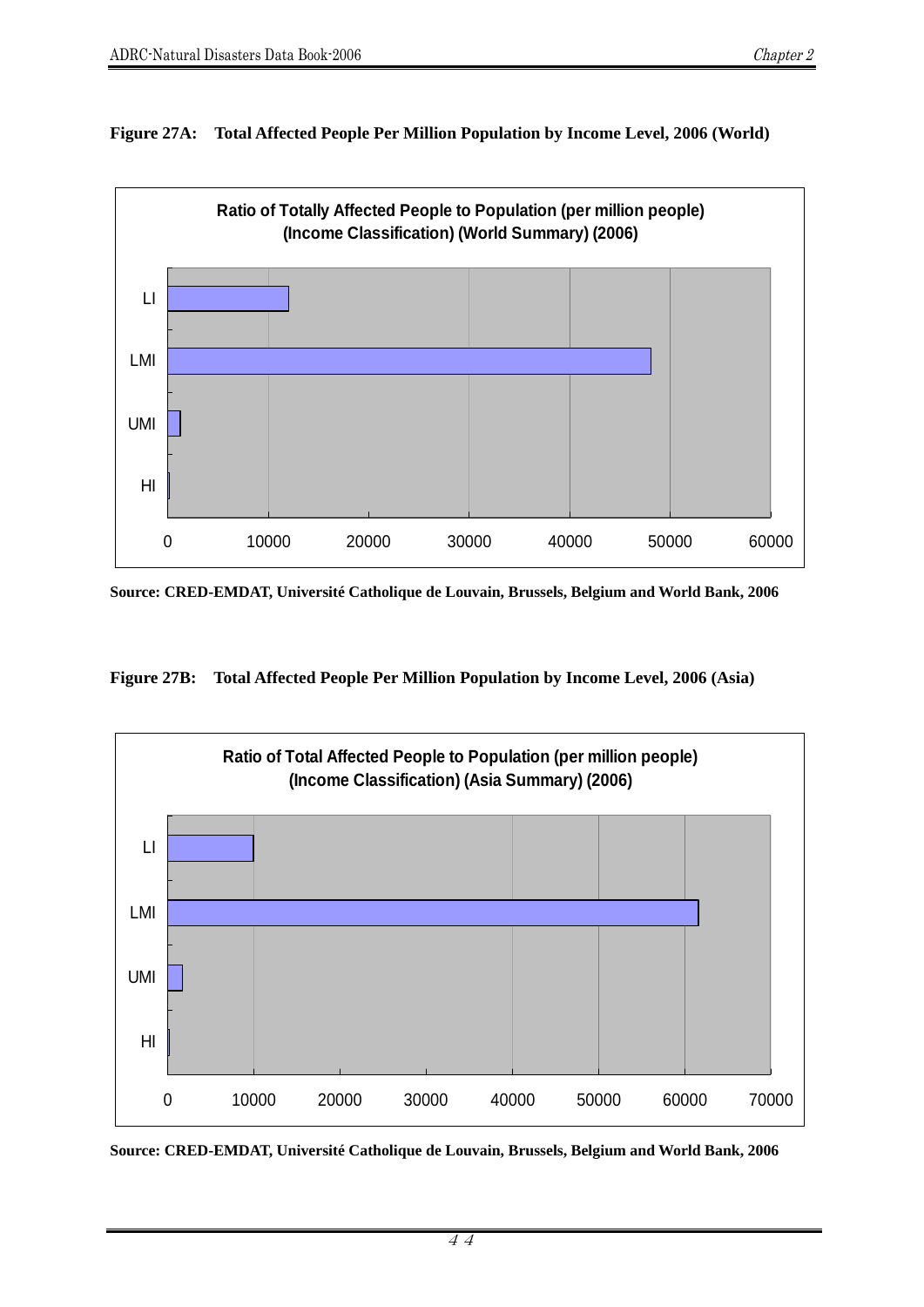**Figure 27A: Total Affected People Per Million Population by Income Level, 2006 (World)**

Ratio of Totally Affected People to Population (per million people)
(Income Classification) (World Summary) (2006)

Source: CRED-EMDAT, Université Catholique de Louvain, Brussels, Belgium and World Bank, 2006

**Figure 27B: Total Affected People Per Million Population by Income Level, 2006 (Asia)**

Ratio of Total Affected People to Population (per million people)
(Income Classification) (Asia Summary) (2006)

Source: CRED-EMDAT, Université Catholique de Louvain, Brussels, Belgium and World Bank, 2006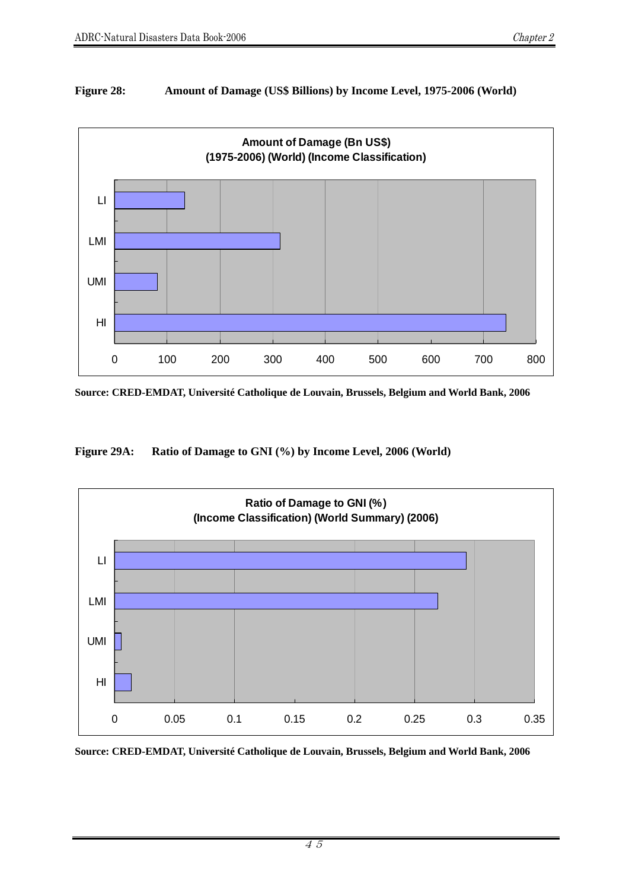**Figure 28: Amount of Damage (US$ Billions) by Income Level, 1975-2006 (World)**

Source: CRED-EMDAT, Université Catholique de Louvain, Brussels, Belgium and World Bank, 2006

**Figure 29A: Ratio of Damage to GNI (%) by Income Level, 2006 (World)**

Source: CRED-EMDAT, Université Catholique de Louvain, Brussels, Belgium and World Bank, 2006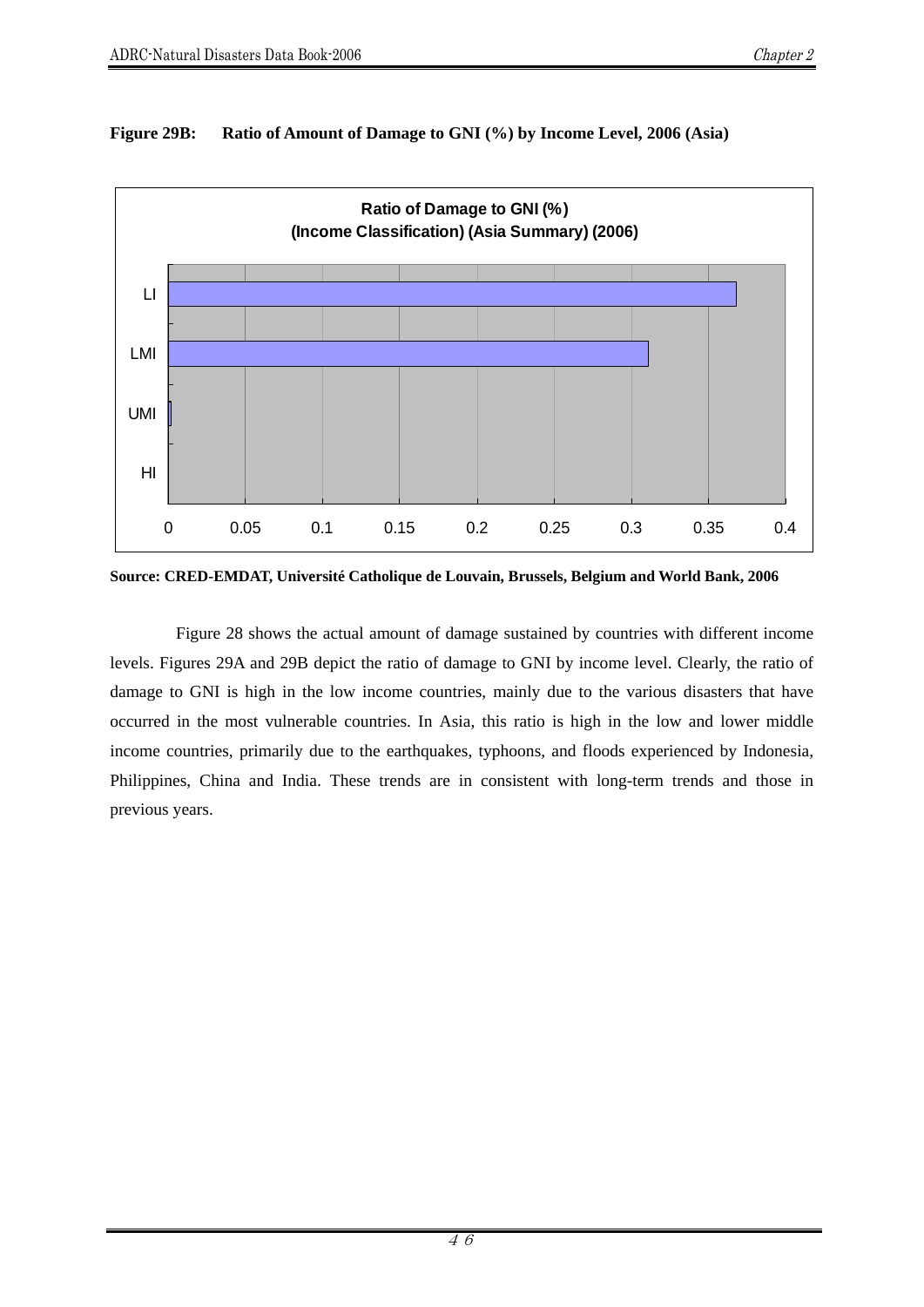**Figure 29B: Ratio of Amount of Damage to GNI (%) by Income Level, 2006 (Asia)**

Ratio of Damage to GNI (%)
(Income Classification) (Asia Summary) (2006)

LI
LMI
UMI
HI

0 0.05 0.1 0.15 0.2 0.25 0.3 0.35 0.4

**Source: CRED-EMDAT, Université Catholique de Louvain, Brussels, Belgium and World Bank, 2006**

Figure 28 shows the actual amount of damage sustained by countries with different income levels. Figures 29A and 29B depict the ratio of damage to GNI by income level. Clearly, the ratio of damage to GNI is high in the low income countries, mainly due to the various disasters that have occurred in the most vulnerable countries. In Asia, this ratio is high in the low and lower middle income countries, primarily due to the earthquakes, typhoons, and floods experienced by Indonesia, Philippines, China and India. These trends are in consistent with long-term trends and those in previous years.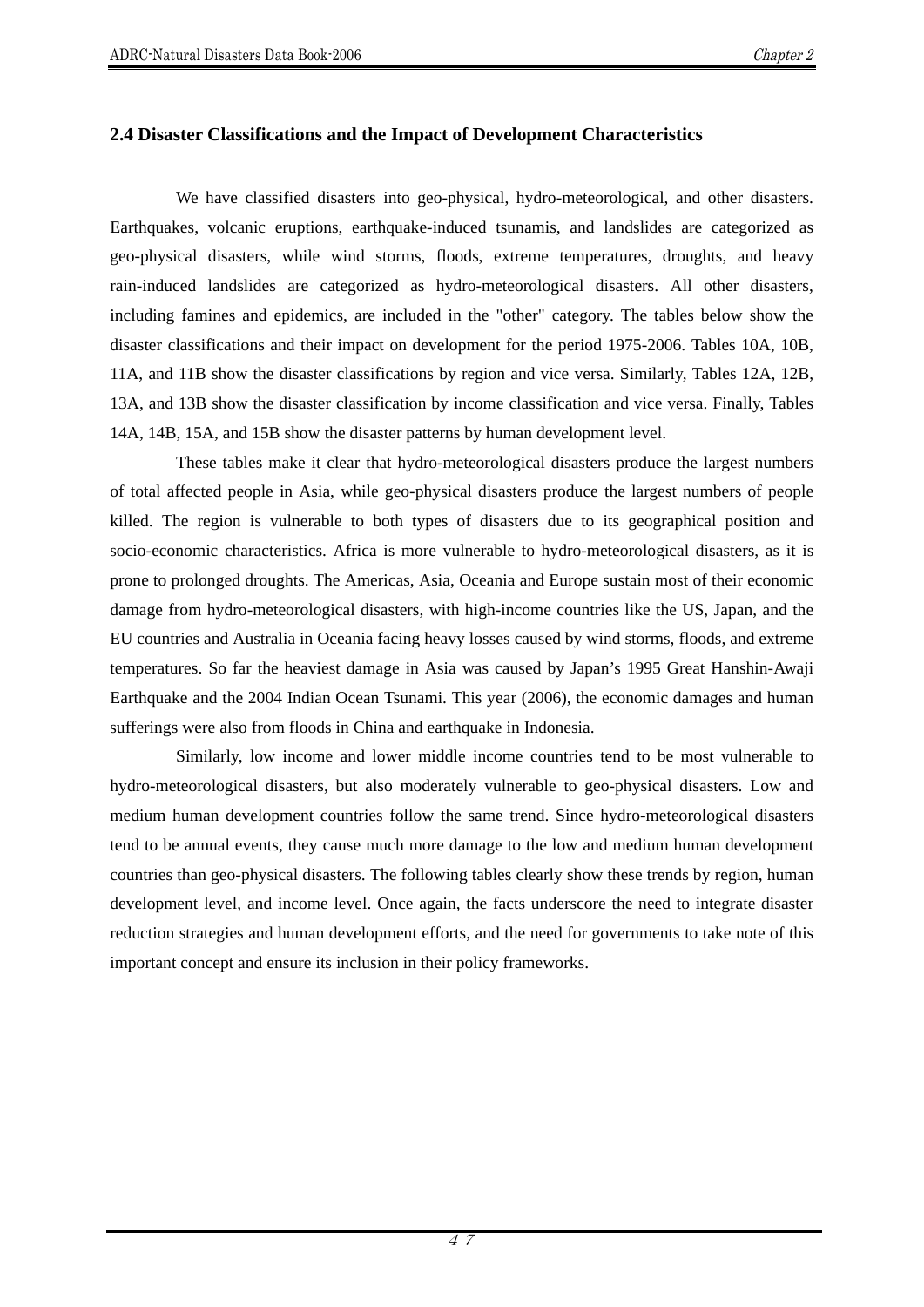## 2.4 Disaster Classifications and the Impact of Development Characteristics

We have classified disasters into geo-physical, hydro-meteorological, and other disasters. Earthquakes, volcanic eruptions, earthquake-induced tsunamis, and landslides are categorized as geo-physical disasters, while wind storms, floods, extreme temperatures, droughts, and heavy rain-induced landslides are categorized as hydro-meteorological disasters. All other disasters, including famines and epidemics, are included in the "other" category. The tables below show the disaster classifications and their impact on development for the period 1975-2006. Tables 10A, 10B, 11A, and 11B show the disaster classifications by region and vice versa. Similarly, Tables 12A, 12B, 13A, and 13B show the disaster classification by income classification and vice versa. Finally, Tables 14A, 14B, 15A, and 15B show the disaster patterns by human development level.

These tables make it clear that hydro-meteorological disasters produce the largest numbers of total affected people in Asia, while geo-physical disasters produce the largest numbers of people killed. The region is vulnerable to both types of disasters due to its geographical position and socio-economic characteristics. Africa is more vulnerable to hydro-meteorological disasters, as it is prone to prolonged droughts. The Americas, Asia, Oceania and Europe sustain most of their economic damage from hydro-meteorological disasters, with high-income countries like the US, Japan, and the EU countries and Australia in Oceania facing heavy losses caused by wind storms, floods, and extreme temperatures. So far the heaviest damage in Asia was caused by Japan's 1995 Great Hanshin-Awaji Earthquake and the 2004 Indian Ocean Tsunami. This year (2006), the economic damages and human sufferings were also from floods in China and earthquake in Indonesia.

Similarly, low income and lower middle income countries tend to be most vulnerable to hydro-meteorological disasters, but also moderately vulnerable to geo-physical disasters. Low and medium human development countries follow the same trend. Since hydro-meteorological disasters tend to be annual events, they cause much more damage to the low and medium human development countries than geo-physical disasters. The following tables clearly show these trends by region, human development level, and income level. Once again, the facts underscore the need to integrate disaster reduction strategies and human development efforts, and the need for governments to take note of this important concept and ensure its inclusion in their policy frameworks.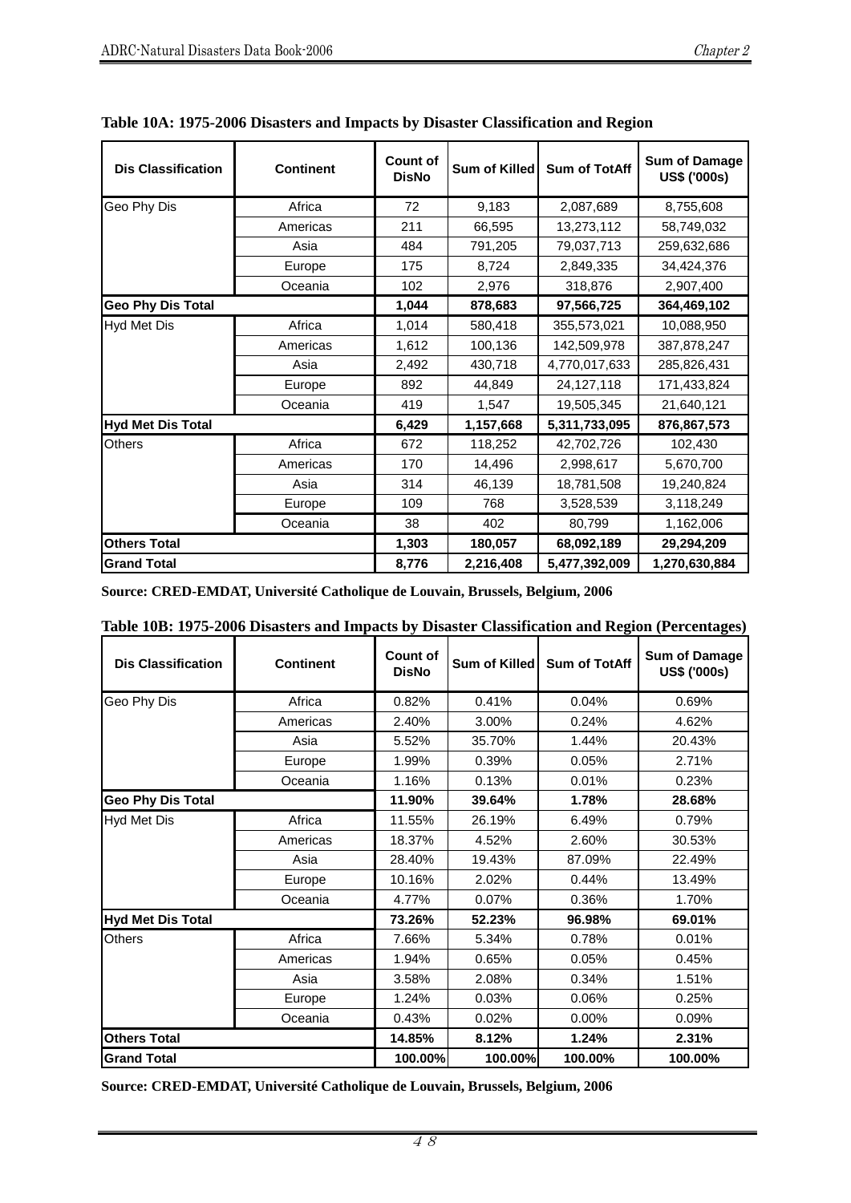**Table 10A: 1975-2006 Disasters and Impacts by Disaster Classification and Region**

| Dis Classification | Continent | Count of DisNo | Sum of Killed | Sum of TotAff | Sum of Damage US$ ('000s) |
|---|---|---|---|---|---|
| Geo Phy Dis | Africa | 72 | 9,183 | 2,087,689 | 8,755,608 |
| | Americas | 211 | 66,595 | 13,273,112 | 58,749,032 |
| | Asia | 484 | 791,205 | 79,037,713 | 259,632,686 |
| | Europe | 175 | 8,724 | 2,849,335 | 34,424,376 |
| | Oceania | 102 | 2,976 | 318,876 | 2,907,400 |
| **Geo Phy Dis Total** | | **1,044** | **878,683** | **97,566,725** | **364,469,102** |
| Hyd Met Dis | Africa | 1,014 | 580,418 | 355,573,021 | 10,088,950 |
| | Americas | 1,612 | 100,136 | 142,509,978 | 387,878,247 |
| | Asia | 2,492 | 430,718 | 4,770,017,633 | 285,826,431 |
| | Europe | 892 | 44,849 | 24,127,118 | 171,433,824 |
| | Oceania | 419 | 1,547 | 19,505,345 | 21,640,121 |
| **Hyd Met Dis Total** | | **6,429** | **1,157,668** | **5,311,733,095** | **876,867,573** |
| Others | Africa | 672 | 118,252 | 42,702,726 | 102,430 |
| | Americas | 170 | 14,496 | 2,998,617 | 5,670,700 |
| | Asia | 314 | 46,139 | 18,781,508 | 19,240,824 |
| | Europe | 109 | 768 | 3,528,539 | 3,118,249 |
| | Oceania | 38 | 402 | 80,799 | 1,162,006 |
| **Others Total** | | **1,303** | **180,057** | **68,092,189** | **29,294,209** |
| **Grand Total** | | **8,776** | **2,216,408** | **5,477,392,009** | **1,270,630,884** |

**Source: CRED-EMDAT, Université Catholique de Louvain, Brussels, Belgium, 2006**

**Table 10B: 1975-2006 Disasters and Impacts by Disaster Classification and Region (Percentages)**

| Dis Classification | Continent | Count of DisNo | Sum of Killed | Sum of TotAff | Sum of Damage US$ ('000s) |
|---|---|---|---|---|---|
| Geo Phy Dis | Africa | 0.82% | 0.41% | 0.04% | 0.69% |
| | Americas | 2.40% | 3.00% | 0.24% | 4.62% |
| | Asia | 5.52% | 35.70% | 1.44% | 20.43% |
| | Europe | 1.99% | 0.39% | 0.05% | 2.71% |
| | Oceania | 1.16% | 0.13% | 0.01% | 0.23% |
| **Geo Phy Dis Total** | | **11.90%** | **39.64%** | **1.78%** | **28.68%** |
| Hyd Met Dis | Africa | 11.55% | 26.19% | 6.49% | 0.79% |
| | Americas | 18.37% | 4.52% | 2.60% | 30.53% |
| | Asia | 28.40% | 19.43% | 87.09% | 22.49% |
| | Europe | 10.16% | 2.02% | 0.44% | 13.49% |
| | Oceania | 4.77% | 0.07% | 0.36% | 1.70% |
| **Hyd Met Dis Total** | | **73.26%** | **52.23%** | **96.98%** | **69.01%** |
| Others | Africa | 7.66% | 5.34% | 0.78% | 0.01% |
| | Americas | 1.94% | 0.65% | 0.05% | 0.45% |
| | Asia | 3.58% | 2.08% | 0.34% | 1.51% |
| | Europe | 1.24% | 0.03% | 0.06% | 0.25% |
| | Oceania | 0.43% | 0.02% | 0.00% | 0.09% |
| **Others Total** | | **14.85%** | **8.12%** | **1.24%** | **2.31%** |
| **Grand Total** | | **100.00%** | **100.00%** | **100.00%** | **100.00%** |

**Source: CRED-EMDAT, Université Catholique de Louvain, Brussels, Belgium, 2006**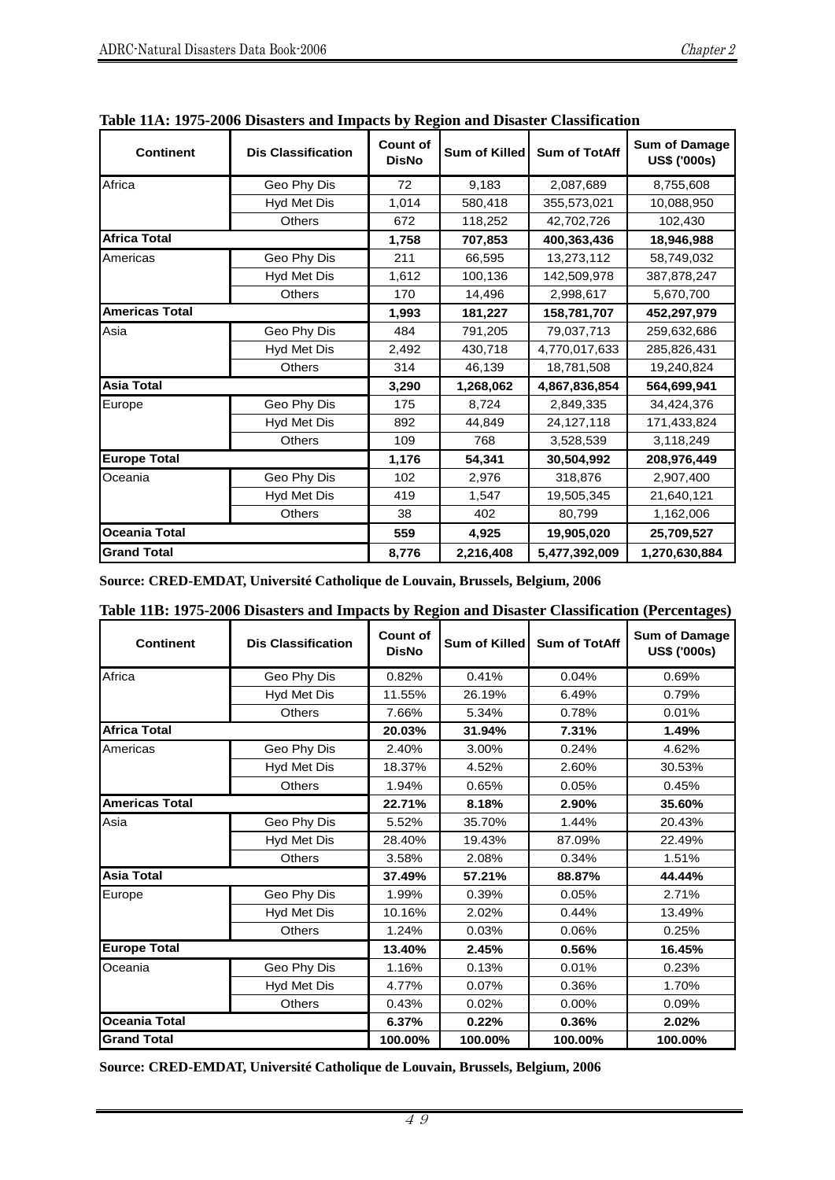**Table 11A: 1975-2006 Disasters and Impacts by Region and Disaster Classification**

| Continent | Dis Classification | Count of DisNo | Sum of Killed | Sum of TotAff | Sum of Damage US$ ('000s) |
|---|---|---|---|---|---|
| Africa | Geo Phy Dis | 72 | 9,183 | 2,087,689 | 8,755,608 |
| | Hyd Met Dis | 1,014 | 580,418 | 355,573,021 | 10,088,950 |
| | Others | 672 | 118,252 | 42,702,726 | 102,430 |
| **Africa Total** | | **1,758** | **707,853** | **400,363,436** | **18,946,988** |
| Americas | Geo Phy Dis | 211 | 66,595 | 13,273,112 | 58,749,032 |
| | Hyd Met Dis | 1,612 | 100,136 | 142,509,978 | 387,878,247 |
| | Others | 170 | 14,496 | 2,998,617 | 5,670,700 |
| **Americas Total** | | **1,993** | **181,227** | **158,781,707** | **452,297,979** |
| Asia | Geo Phy Dis | 484 | 791,205 | 79,037,713 | 259,632,686 |
| | Hyd Met Dis | 2,492 | 430,718 | 4,770,017,633 | 285,826,431 |
| | Others | 314 | 46,139 | 18,781,508 | 19,240,824 |
| **Asia Total** | | **3,290** | **1,268,062** | **4,867,836,854** | **564,699,941** |
| Europe | Geo Phy Dis | 175 | 8,724 | 2,849,335 | 34,424,376 |
| | Hyd Met Dis | 892 | 44,849 | 24,127,118 | 171,433,824 |
| | Others | 109 | 768 | 3,528,539 | 3,118,249 |
| **Europe Total** | | **1,176** | **54,341** | **30,504,992** | **208,976,449** |
| Oceania | Geo Phy Dis | 102 | 2,976 | 318,876 | 2,907,400 |
| | Hyd Met Dis | 419 | 1,547 | 19,505,345 | 21,640,121 |
| | Others | 38 | 402 | 80,799 | 1,162,006 |
| **Oceania Total** | | **559** | **4,925** | **19,905,020** | **25,709,527** |
| **Grand Total** | | **8,776** | **2,216,408** | **5,477,392,009** | **1,270,630,884** |

**Source: CRED-EMDAT, Université Catholique de Louvain, Brussels, Belgium, 2006**

**Table 11B: 1975-2006 Disasters and Impacts by Region and Disaster Classification (Percentages)**

| Continent | Dis Classification | Count of DisNo | Sum of Killed | Sum of TotAff | Sum of Damage US$ ('000s) |
|---|---|---|---|---|---|
| Africa | Geo Phy Dis | 0.82% | 0.41% | 0.04% | 0.69% |
| | Hyd Met Dis | 11.55% | 26.19% | 6.49% | 0.79% |
| | Others | 7.66% | 5.34% | 0.78% | 0.01% |
| **Africa Total** | | **20.03%** | **31.94%** | **7.31%** | **1.49%** |
| Americas | Geo Phy Dis | 2.40% | 3.00% | 0.24% | 4.62% |
| | Hyd Met Dis | 18.37% | 4.52% | 2.60% | 30.53% |
| | Others | 1.94% | 0.65% | 0.05% | 0.45% |
| **Americas Total** | | **22.71%** | **8.18%** | **2.90%** | **35.60%** |
| Asia | Geo Phy Dis | 5.52% | 35.70% | 1.44% | 20.43% |
| | Hyd Met Dis | 28.40% | 19.43% | 87.09% | 22.49% |
| | Others | 3.58% | 2.08% | 0.34% | 1.51% |
| **Asia Total** | | **37.49%** | **57.21%** | **88.87%** | **44.44%** |
| Europe | Geo Phy Dis | 1.99% | 0.39% | 0.05% | 2.71% |
| | Hyd Met Dis | 10.16% | 2.02% | 0.44% | 13.49% |
| | Others | 1.24% | 0.03% | 0.06% | 0.25% |
| **Europe Total** | | **13.40%** | **2.45%** | **0.56%** | **16.45%** |
| Oceania | Geo Phy Dis | 1.16% | 0.13% | 0.01% | 0.23% |
| | Hyd Met Dis | 4.77% | 0.07% | 0.36% | 1.70% |
| | Others | 0.43% | 0.02% | 0.00% | 0.09% |
| **Oceania Total** | | **6.37%** | **0.22%** | **0.36%** | **2.02%** |
| **Grand Total** | | **100.00%** | **100.00%** | **100.00%** | **100.00%** |

**Source: CRED-EMDAT, Université Catholique de Louvain, Brussels, Belgium, 2006**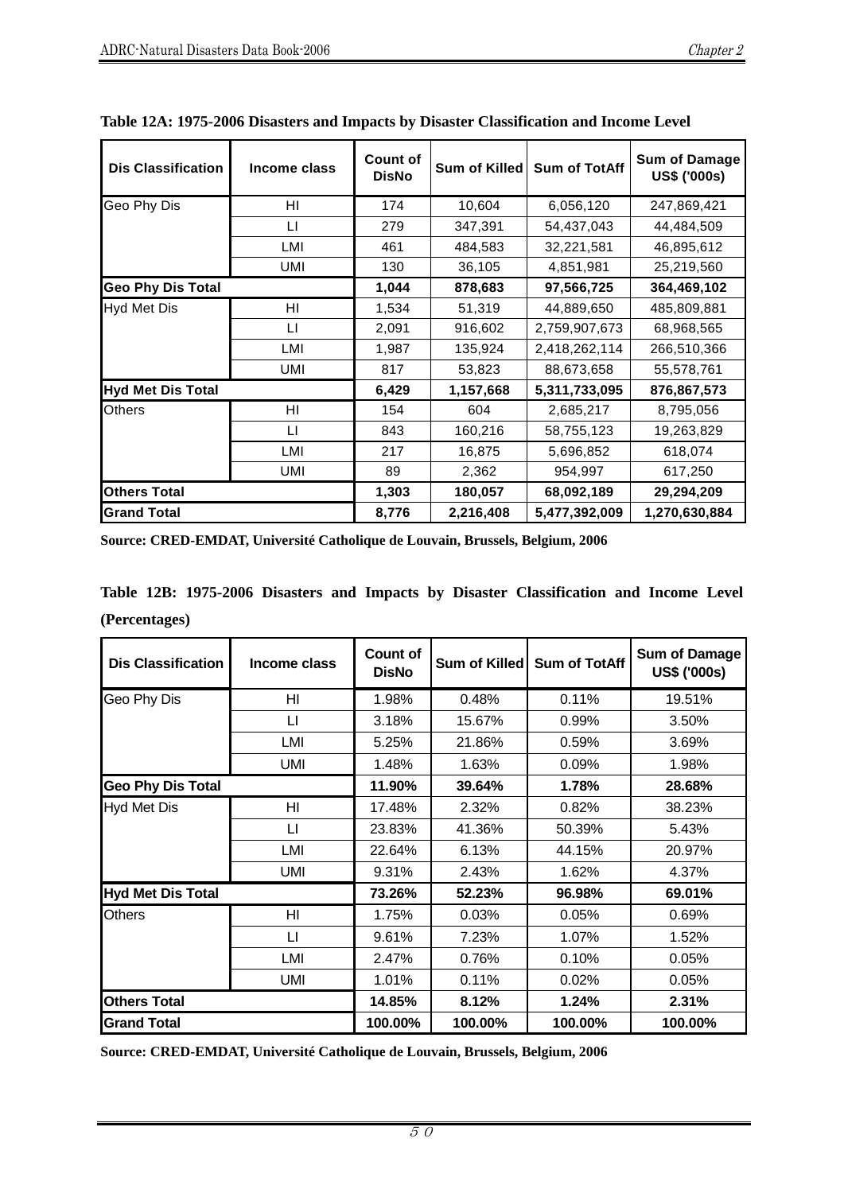**Table 12A: 1975-2006 Disasters and Impacts by Disaster Classification and Income Level**

| Dis Classification | Income class | Count of DisNo | Sum of Killed | Sum of TotAff | Sum of Damage US$ ('000s) |
|---|---|---|---|---|---|
| Geo Phy Dis | HI | 174 | 10,604 | 6,056,120 | 247,869,421 |
| | LI | 279 | 347,391 | 54,437,043 | 44,484,509 |
| | LMI | 461 | 484,583 | 32,221,581 | 46,895,612 |
| | UMI | 130 | 36,105 | 4,851,981 | 25,219,560 |
| **Geo Phy Dis Total** | | **1,044** | **878,683** | **97,566,725** | **364,469,102** |
| Hyd Met Dis | HI | 1,534 | 51,319 | 44,889,650 | 485,809,881 |
| | LI | 2,091 | 916,602 | 2,759,907,673 | 68,968,565 |
| | LMI | 1,987 | 135,924 | 2,418,262,114 | 266,510,366 |
| | UMI | 817 | 53,823 | 88,673,658 | 55,578,761 |
| **Hyd Met Dis Total** | | **6,429** | **1,157,668** | **5,311,733,095** | **876,867,573** |
| Others | HI | 154 | 604 | 2,685,217 | 8,795,056 |
| | LI | 843 | 160,216 | 58,755,123 | 19,263,829 |
| | LMI | 217 | 16,875 | 5,696,852 | 618,074 |
| | UMI | 89 | 2,362 | 954,997 | 617,250 |
| **Others Total** | | **1,303** | **180,057** | **68,092,189** | **29,294,209** |
| **Grand Total** | | **8,776** | **2,216,408** | **5,477,392,009** | **1,270,630,884** |

**Source: CRED-EMDAT, Université Catholique de Louvain, Brussels, Belgium, 2006**

**Table 12B: 1975-2006 Disasters and Impacts by Disaster Classification and Income Level (Percentages)**

| Dis Classification | Income class | Count of DisNo | Sum of Killed | Sum of TotAff | Sum of Damage US$ ('000s) |
|---|---|---|---|---|---|
| Geo Phy Dis | HI | 1.98% | 0.48% | 0.11% | 19.51% |
| | LI | 3.18% | 15.67% | 0.99% | 3.50% |
| | LMI | 5.25% | 21.86% | 0.59% | 3.69% |
| | UMI | 1.48% | 1.63% | 0.09% | 1.98% |
| **Geo Phy Dis Total** | | **11.90%** | **39.64%** | **1.78%** | **28.68%** |
| Hyd Met Dis | HI | 17.48% | 2.32% | 0.82% | 38.23% |
| | LI | 23.83% | 41.36% | 50.39% | 5.43% |
| | LMI | 22.64% | 6.13% | 44.15% | 20.97% |
| | UMI | 9.31% | 2.43% | 1.62% | 4.37% |
| **Hyd Met Dis Total** | | **73.26%** | **52.23%** | **96.98%** | **69.01%** |
| Others | HI | 1.75% | 0.03% | 0.05% | 0.69% |
| | LI | 9.61% | 7.23% | 1.07% | 1.52% |
| | LMI | 2.47% | 0.76% | 0.10% | 0.05% |
| | UMI | 1.01% | 0.11% | 0.02% | 0.05% |
| **Others Total** | | **14.85%** | **8.12%** | **1.24%** | **2.31%** |
| **Grand Total** | | **100.00%** | **100.00%** | **100.00%** | **100.00%** |

**Source: CRED-EMDAT, Université Catholique de Louvain, Brussels, Belgium, 2006**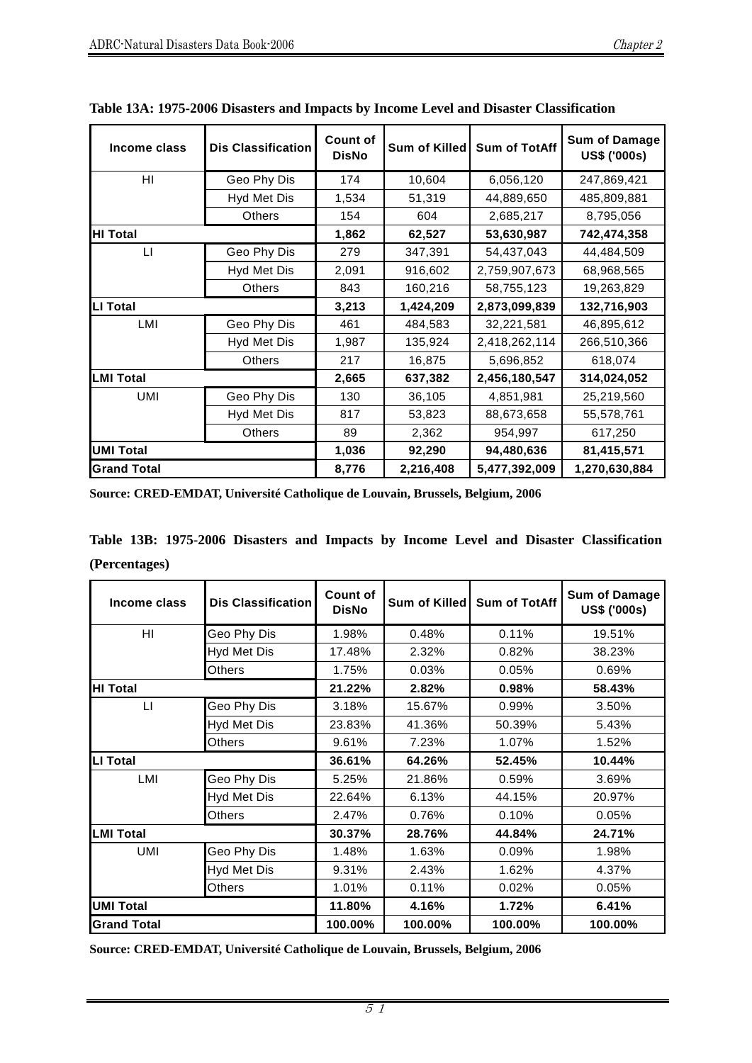**Table 13A: 1975-2006 Disasters and Impacts by Income Level and Disaster Classification**

| Income class | Dis Classification | Count of DisNo | Sum of Killed | Sum of TotAff | Sum of Damage US$ ('000s) |
|---|---|---|---|---|---|
| HI | Geo Phy Dis | 174 | 10,604 | 6,056,120 | 247,869,421 |
| | Hyd Met Dis | 1,534 | 51,319 | 44,889,650 | 485,809,881 |
| | Others | 154 | 604 | 2,685,217 | 8,795,056 |
| **HI Total** | | **1,862** | **62,527** | **53,630,987** | **742,474,358** |
| LI | Geo Phy Dis | 279 | 347,391 | 54,437,043 | 44,484,509 |
| | Hyd Met Dis | 2,091 | 916,602 | 2,759,907,673 | 68,968,565 |
| | Others | 843 | 160,216 | 58,755,123 | 19,263,829 |
| **LI Total** | | **3,213** | **1,424,209** | **2,873,099,839** | **132,716,903** |
| LMI | Geo Phy Dis | 461 | 484,583 | 32,221,581 | 46,895,612 |
| | Hyd Met Dis | 1,987 | 135,924 | 2,418,262,114 | 266,510,366 |
| | Others | 217 | 16,875 | 5,696,852 | 618,074 |
| **LMI Total** | | **2,665** | **637,382** | **2,456,180,547** | **314,024,052** |
| UMI | Geo Phy Dis | 130 | 36,105 | 4,851,981 | 25,219,560 |
| | Hyd Met Dis | 817 | 53,823 | 88,673,658 | 55,578,761 |
| | Others | 89 | 2,362 | 954,997 | 617,250 |
| **UMI Total** | | **1,036** | **92,290** | **94,480,636** | **81,415,571** |
| **Grand Total** | | **8,776** | **2,216,408** | **5,477,392,009** | **1,270,630,884** |

**Source: CRED-EMDAT, Université Catholique de Louvain, Brussels, Belgium, 2006**

**Table 13B: 1975-2006 Disasters and Impacts by Income Level and Disaster Classification (Percentages)**

| Income class | Dis Classification | Count of DisNo | Sum of Killed | Sum of TotAff | Sum of Damage US$ ('000s) |
|---|---|---|---|---|---|
| HI | Geo Phy Dis | 1.98% | 0.48% | 0.11% | 19.51% |
| | Hyd Met Dis | 17.48% | 2.32% | 0.82% | 38.23% |
| | Others | 1.75% | 0.03% | 0.05% | 0.69% |
| **HI Total** | | **21.22%** | **2.82%** | **0.98%** | **58.43%** |
| LI | Geo Phy Dis | 3.18% | 15.67% | 0.99% | 3.50% |
| | Hyd Met Dis | 23.83% | 41.36% | 50.39% | 5.43% |
| | Others | 9.61% | 7.23% | 1.07% | 1.52% |
| **LI Total** | | **36.61%** | **64.26%** | **52.45%** | **10.44%** |
| LMI | Geo Phy Dis | 5.25% | 21.86% | 0.59% | 3.69% |
| | Hyd Met Dis | 22.64% | 6.13% | 44.15% | 20.97% |
| | Others | 2.47% | 0.76% | 0.10% | 0.05% |
| **LMI Total** | | **30.37%** | **28.76%** | **44.84%** | **24.71%** |
| UMI | Geo Phy Dis | 1.48% | 1.63% | 0.09% | 1.98% |
| | Hyd Met Dis | 9.31% | 2.43% | 1.62% | 4.37% |
| | Others | 1.01% | 0.11% | 0.02% | 0.05% |
| **UMI Total** | | **11.80%** | **4.16%** | **1.72%** | **6.41%** |
| **Grand Total** | | **100.00%** | **100.00%** | **100.00%** | **100.00%** |

**Source: CRED-EMDAT, Université Catholique de Louvain, Brussels, Belgium, 2006**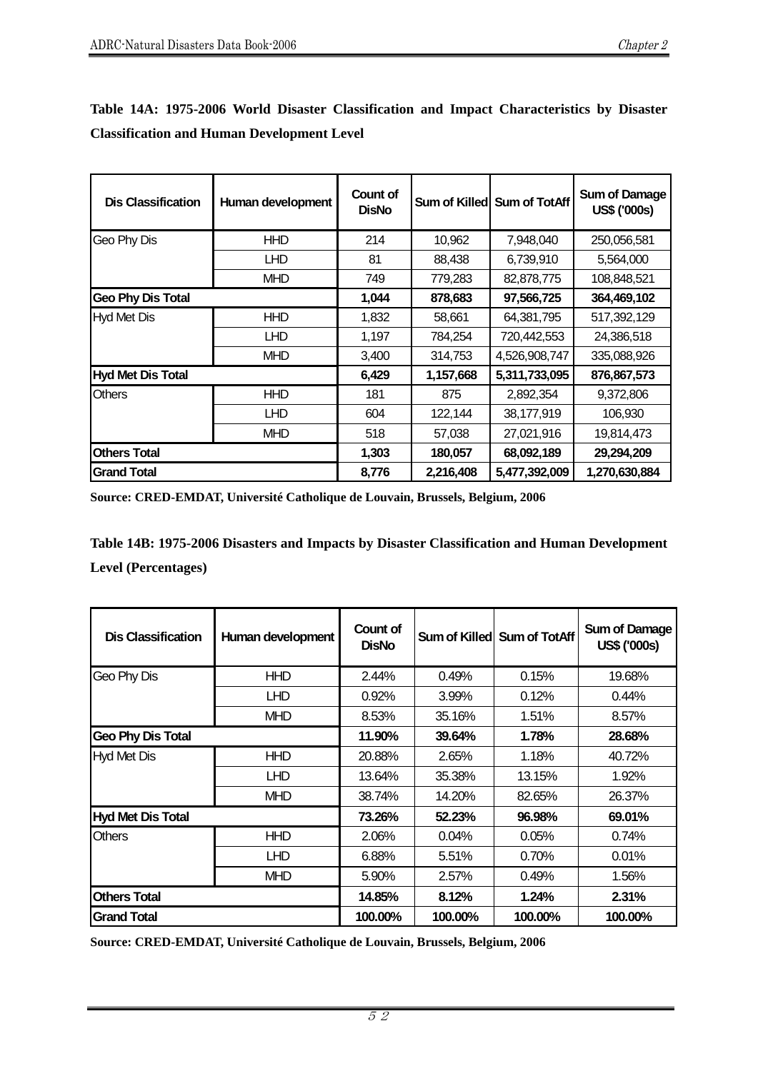**Table 14A: 1975-2006 World Disaster Classification and Impact Characteristics by Disaster Classification and Human Development Level**

| Dis Classification | Human development | Count of DisNo | Sum of Killed | Sum of TotAff | Sum of Damage US$ ('000s) |
|---|---|---|---|---|---|
| Geo Phy Dis | HHD | 214 | 10,962 | 7,948,040 | 250,056,581 |
| | LHD | 81 | 88,438 | 6,739,910 | 5,564,000 |
| | MHD | 749 | 779,283 | 82,878,775 | 108,848,521 |
| **Geo Phy Dis Total** | | **1,044** | **878,683** | **97,566,725** | **364,469,102** |
| Hyd Met Dis | HHD | 1,832 | 58,661 | 64,381,795 | 517,392,129 |
| | LHD | 1,197 | 784,254 | 720,442,553 | 24,386,518 |
| | MHD | 3,400 | 314,753 | 4,526,908,747 | 335,088,926 |
| **Hyd Met Dis Total** | | **6,429** | **1,157,668** | **5,311,733,095** | **876,867,573** |
| Others | HHD | 181 | 875 | 2,892,354 | 9,372,806 |
| | LHD | 604 | 122,144 | 38,177,919 | 106,930 |
| | MHD | 518 | 57,038 | 27,021,916 | 19,814,473 |
| **Others Total** | | **1,303** | **180,057** | **68,092,189** | **29,294,209** |
| **Grand Total** | | **8,776** | **2,216,408** | **5,477,392,009** | **1,270,630,884** |

**Source: CRED-EMDAT, Université Catholique de Louvain, Brussels, Belgium, 2006**

**Table 14B: 1975-2006 Disasters and Impacts by Disaster Classification and Human Development Level (Percentages)**

| Dis Classification | Human development | Count of DisNo | Sum of Killed | Sum of TotAff | Sum of Damage US$ ('000s) |
|---|---|---|---|---|---|
| Geo Phy Dis | HHD | 2.44% | 0.49% | 0.15% | 19.68% |
| | LHD | 0.92% | 3.99% | 0.12% | 0.44% |
| | MHD | 8.53% | 35.16% | 1.51% | 8.57% |
| **Geo Phy Dis Total** | | **11.90%** | **39.64%** | **1.78%** | **28.68%** |
| Hyd Met Dis | HHD | 20.88% | 2.65% | 1.18% | 40.72% |
| | LHD | 13.64% | 35.38% | 13.15% | 1.92% |
| | MHD | 38.74% | 14.20% | 82.65% | 26.37% |
| **Hyd Met Dis Total** | | **73.26%** | **52.23%** | **96.98%** | **69.01%** |
| Others | HHD | 2.06% | 0.04% | 0.05% | 0.74% |
| | LHD | 6.88% | 5.51% | 0.70% | 0.01% |
| | MHD | 5.90% | 2.57% | 0.49% | 1.56% |
| **Others Total** | | **14.85%** | **8.12%** | **1.24%** | **2.31%** |
| **Grand Total** | | **100.00%** | **100.00%** | **100.00%** | **100.00%** |

**Source: CRED-EMDAT, Université Catholique de Louvain, Brussels, Belgium, 2006**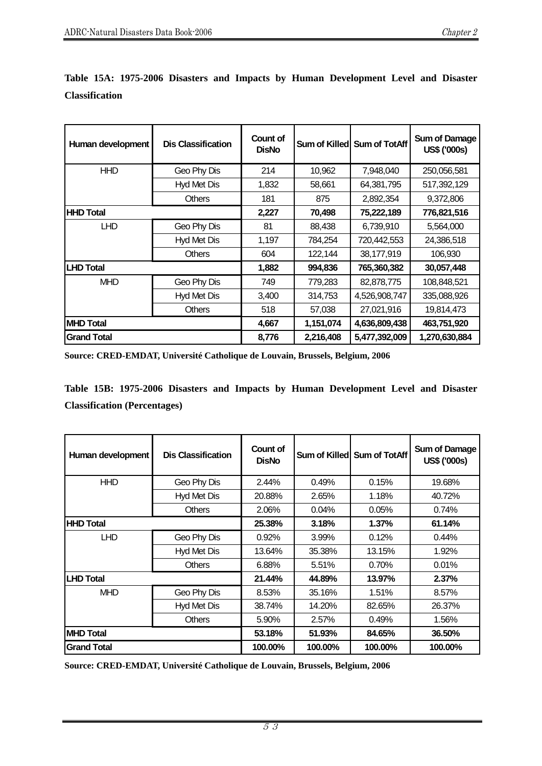**Table 15A: 1975-2006 Disasters and Impacts by Human Development Level and Disaster Classification**

| Human development | Dis Classification | Count of DisNo | Sum of Killed | Sum of TotAff | Sum of Damage US$ ('000s) |
|---|---|---|---|---|---|
| HHD | Geo Phy Dis | 214 | 10,962 | 7,948,040 | 250,056,581 |
| | Hyd Met Dis | 1,832 | 58,661 | 64,381,795 | 517,392,129 |
| | Others | 181 | 875 | 2,892,354 | 9,372,806 |
| **HHD Total** | | **2,227** | **70,498** | **75,222,189** | **776,821,516** |
| LHD | Geo Phy Dis | 81 | 88,438 | 6,739,910 | 5,564,000 |
| | Hyd Met Dis | 1,197 | 784,254 | 720,442,553 | 24,386,518 |
| | Others | 604 | 122,144 | 38,177,919 | 106,930 |
| **LHD Total** | | **1,882** | **994,836** | **765,360,382** | **30,057,448** |
| MHD | Geo Phy Dis | 749 | 779,283 | 82,878,775 | 108,848,521 |
| | Hyd Met Dis | 3,400 | 314,753 | 4,526,908,747 | 335,088,926 |
| | Others | 518 | 57,038 | 27,021,916 | 19,814,473 |
| **MHD Total** | | **4,667** | **1,151,074** | **4,636,809,438** | **463,751,920** |
| **Grand Total** | | **8,776** | **2,216,408** | **5,477,392,009** | **1,270,630,884** |

**Source: CRED-EMDAT, Université Catholique de Louvain, Brussels, Belgium, 2006**

**Table 15B: 1975-2006 Disasters and Impacts by Human Development Level and Disaster Classification (Percentages)**

| Human development | Dis Classification | Count of DisNo | Sum of Killed | Sum of TotAff | Sum of Damage US$ ('000s) |
|---|---|---|---|---|---|
| HHD | Geo Phy Dis | 2.44% | 0.49% | 0.15% | 19.68% |
| | Hyd Met Dis | 20.88% | 2.65% | 1.18% | 40.72% |
| | Others | 2.06% | 0.04% | 0.05% | 0.74% |
| **HHD Total** | | **25.38%** | **3.18%** | **1.37%** | **61.14%** |
| LHD | Geo Phy Dis | 0.92% | 3.99% | 0.12% | 0.44% |
| | Hyd Met Dis | 13.64% | 35.38% | 13.15% | 1.92% |
| | Others | 6.88% | 5.51% | 0.70% | 0.01% |
| **LHD Total** | | **21.44%** | **44.89%** | **13.97%** | **2.37%** |
| MHD | Geo Phy Dis | 8.53% | 35.16% | 1.51% | 8.57% |
| | Hyd Met Dis | 38.74% | 14.20% | 82.65% | 26.37% |
| | Others | 5.90% | 2.57% | 0.49% | 1.56% |
| **MHD Total** | | **53.18%** | **51.93%** | **84.65%** | **36.50%** |
| **Grand Total** | | **100.00%** | **100.00%** | **100.00%** | **100.00%** |

**Source: CRED-EMDAT, Université Catholique de Louvain, Brussels, Belgium, 2006**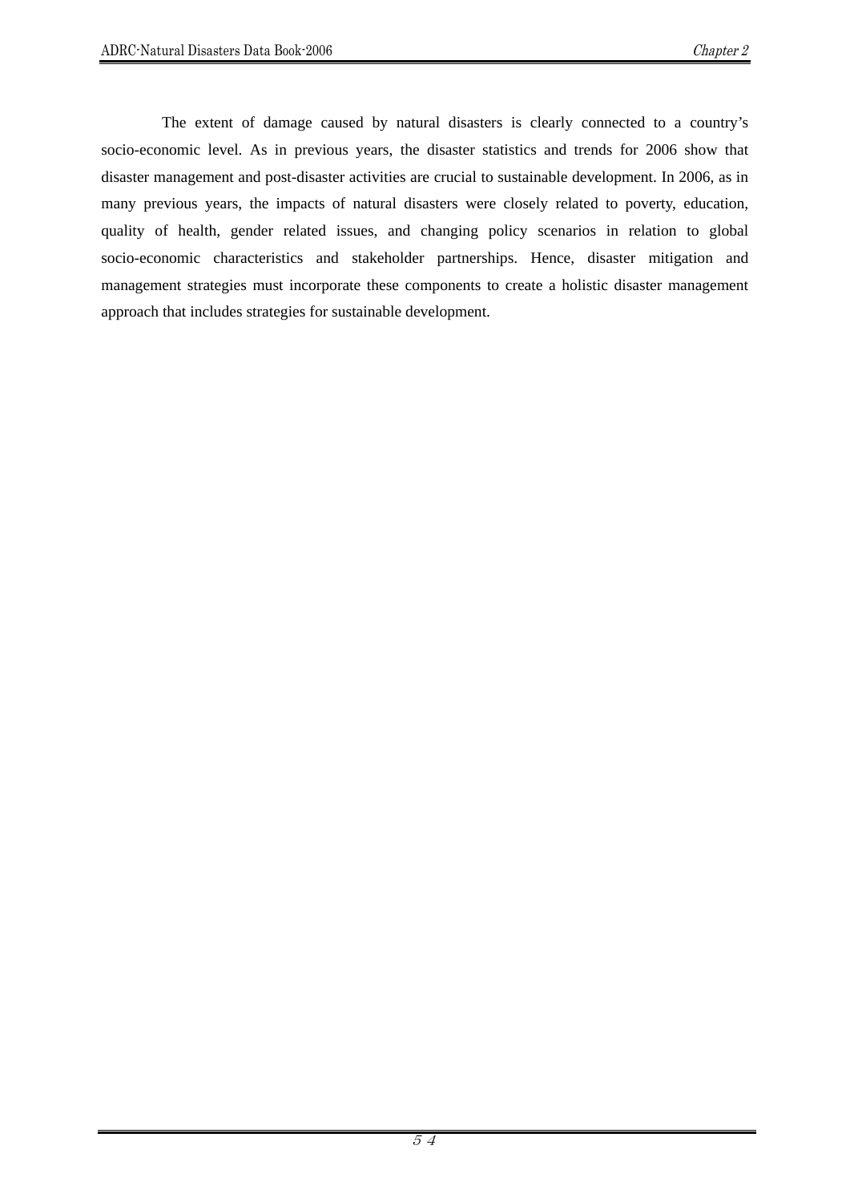The extent of damage caused by natural disasters is clearly connected to a country's socio-economic level. As in previous years, the disaster statistics and trends for 2006 show that disaster management and post-disaster activities are crucial to sustainable development. In 2006, as in many previous years, the impacts of natural disasters were closely related to poverty, education, quality of health, gender related issues, and changing policy scenarios in relation to global socio-economic characteristics and stakeholder partnerships. Hence, disaster mitigation and management strategies must incorporate these components to create a holistic disaster management approach that includes strategies for sustainable development.